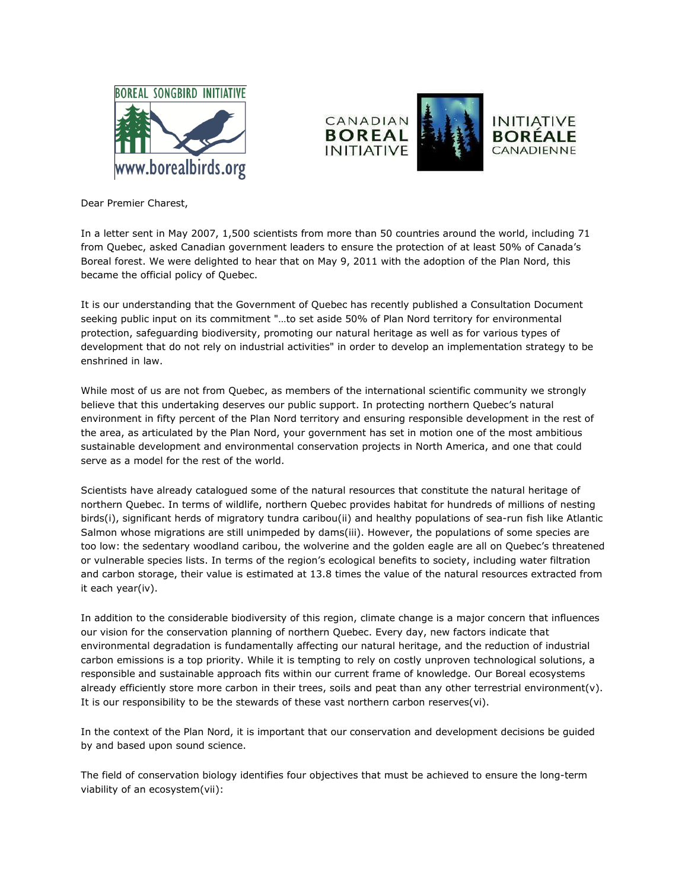BOREAL SONGBIRD INITIATIVE
www.borealbirds.org

CANADIAN BOREAL INITIATIVE — INITIATIVE BORÉALE CANADIENNE

Dear Premier Charest,

In a letter sent in May 2007, 1,500 scientists from more than 50 countries around the world, including 71 from Quebec, asked Canadian government leaders to ensure the protection of at least 50% of Canada's Boreal forest. We were delighted to hear that on May 9, 2011 with the adoption of the Plan Nord, this became the official policy of Quebec.

It is our understanding that the Government of Quebec has recently published a Consultation Document seeking public input on its commitment "…to set aside 50% of Plan Nord territory for environmental protection, safeguarding biodiversity, promoting our natural heritage as well as for various types of development that do not rely on industrial activities" in order to develop an implementation strategy to be enshrined in law.

While most of us are not from Quebec, as members of the international scientific community we strongly believe that this undertaking deserves our public support. In protecting northern Quebec's natural environment in fifty percent of the Plan Nord territory and ensuring responsible development in the rest of the area, as articulated by the Plan Nord, your government has set in motion one of the most ambitious sustainable development and environmental conservation projects in North America, and one that could serve as a model for the rest of the world.

Scientists have already catalogued some of the natural resources that constitute the natural heritage of northern Quebec. In terms of wildlife, northern Quebec provides habitat for hundreds of millions of nesting birds(i), significant herds of migratory tundra caribou(ii) and healthy populations of sea-run fish like Atlantic Salmon whose migrations are still unimpeded by dams(iii). However, the populations of some species are too low: the sedentary woodland caribou, the wolverine and the golden eagle are all on Quebec's threatened or vulnerable species lists. In terms of the region's ecological benefits to society, including water filtration and carbon storage, their value is estimated at 13.8 times the value of the natural resources extracted from it each year(iv).

In addition to the considerable biodiversity of this region, climate change is a major concern that influences our vision for the conservation planning of northern Quebec. Every day, new factors indicate that environmental degradation is fundamentally affecting our natural heritage, and the reduction of industrial carbon emissions is a top priority. While it is tempting to rely on costly unproven technological solutions, a responsible and sustainable approach fits within our current frame of knowledge. Our Boreal ecosystems already efficiently store more carbon in their trees, soils and peat than any other terrestrial environment(v). It is our responsibility to be the stewards of these vast northern carbon reserves(vi).

In the context of the Plan Nord, it is important that our conservation and development decisions be guided by and based upon sound science.

The field of conservation biology identifies four objectives that must be achieved to ensure the long-term viability of an ecosystem(vii):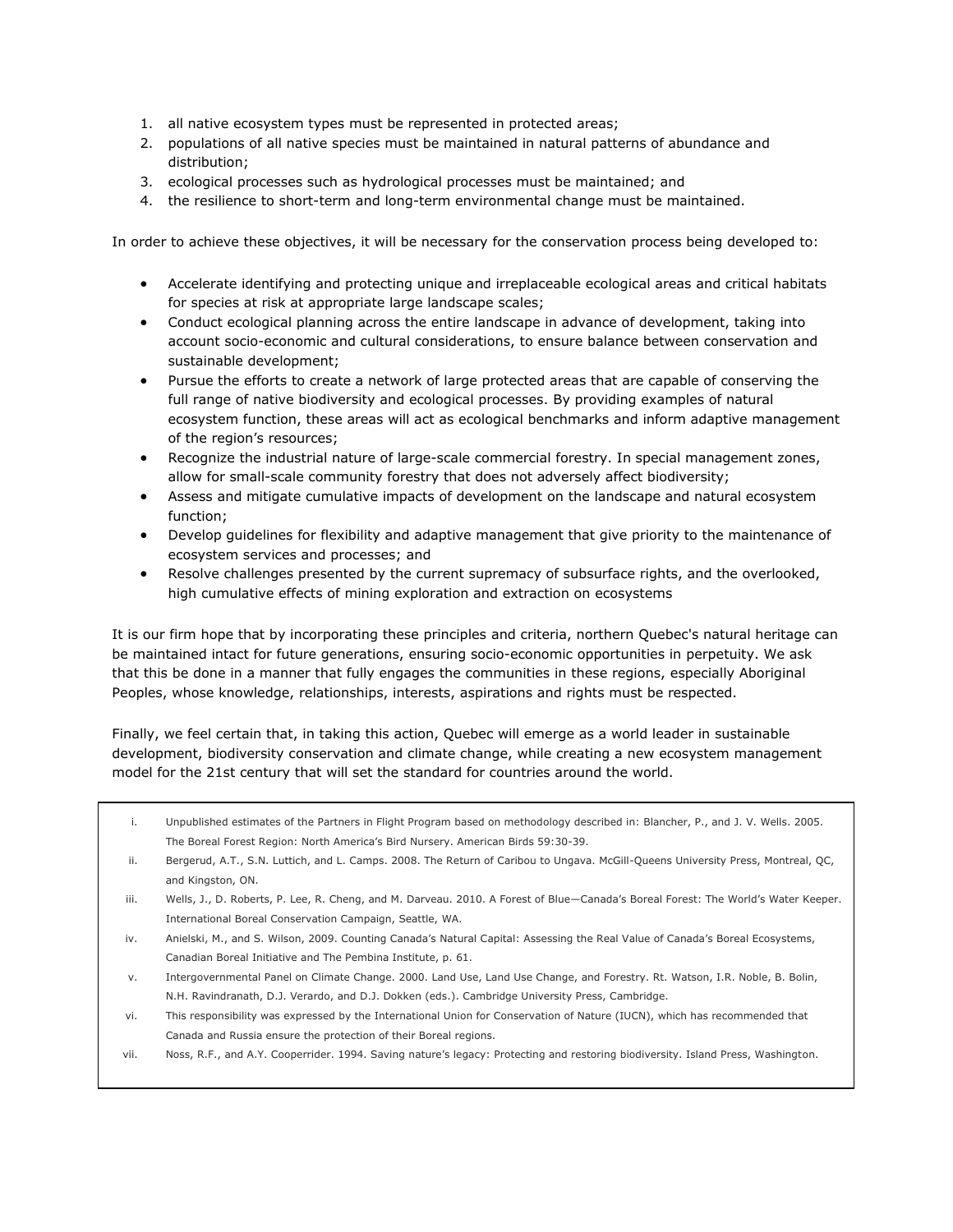1. all native ecosystem types must be represented in protected areas;
2. populations of all native species must be maintained in natural patterns of abundance and distribution;
3. ecological processes such as hydrological processes must be maintained; and
4. the resilience to short-term and long-term environmental change must be maintained.

In order to achieve these objectives, it will be necessary for the conservation process being developed to:

- Accelerate identifying and protecting unique and irreplaceable ecological areas and critical habitats for species at risk at appropriate large landscape scales;
- Conduct ecological planning across the entire landscape in advance of development, taking into account socio-economic and cultural considerations, to ensure balance between conservation and sustainable development;
- Pursue the efforts to create a network of large protected areas that are capable of conserving the full range of native biodiversity and ecological processes. By providing examples of natural ecosystem function, these areas will act as ecological benchmarks and inform adaptive management of the region's resources;
- Recognize the industrial nature of large-scale commercial forestry. In special management zones, allow for small-scale community forestry that does not adversely affect biodiversity;
- Assess and mitigate cumulative impacts of development on the landscape and natural ecosystem function;
- Develop guidelines for flexibility and adaptive management that give priority to the maintenance of ecosystem services and processes; and
- Resolve challenges presented by the current supremacy of subsurface rights, and the overlooked, high cumulative effects of mining exploration and extraction on ecosystems

It is our firm hope that by incorporating these principles and criteria, northern Quebec's natural heritage can be maintained intact for future generations, ensuring socio-economic opportunities in perpetuity. We ask that this be done in a manner that fully engages the communities in these regions, especially Aboriginal Peoples, whose knowledge, relationships, interests, aspirations and rights must be respected.

Finally, we feel certain that, in taking this action, Quebec will emerge as a world leader in sustainable development, biodiversity conservation and climate change, while creating a new ecosystem management model for the 21st century that will set the standard for countries around the world.

---

i. Unpublished estimates of the Partners in Flight Program based on methodology described in: Blancher, P., and J. V. Wells. 2005. The Boreal Forest Region: North America's Bird Nursery. American Birds 59:30-39.

ii. Bergerud, A.T., S.N. Luttich, and L. Camps. 2008. The Return of Caribou to Ungava. McGill-Queens University Press, Montreal, QC, and Kingston, ON.

iii. Wells, J., D. Roberts, P. Lee, R. Cheng, and M. Darveau. 2010. A Forest of Blue—Canada's Boreal Forest: The World's Water Keeper. International Boreal Conservation Campaign, Seattle, WA.

iv. Anielski, M., and S. Wilson, 2009. Counting Canada's Natural Capital: Assessing the Real Value of Canada's Boreal Ecosystems, Canadian Boreal Initiative and The Pembina Institute, p. 61.

v. Intergovernmental Panel on Climate Change. 2000. Land Use, Land Use Change, and Forestry. Rt. Watson, I.R. Noble, B. Bolin, N.H. Ravindranath, D.J. Verardo, and D.J. Dokken (eds.). Cambridge University Press, Cambridge.

vi. This responsibility was expressed by the International Union for Conservation of Nature (IUCN), which has recommended that Canada and Russia ensure the protection of their Boreal regions.

vii. Noss, R.F., and A.Y. Cooperrider. 1994. Saving nature's legacy: Protecting and restoring biodiversity. Island Press, Washington.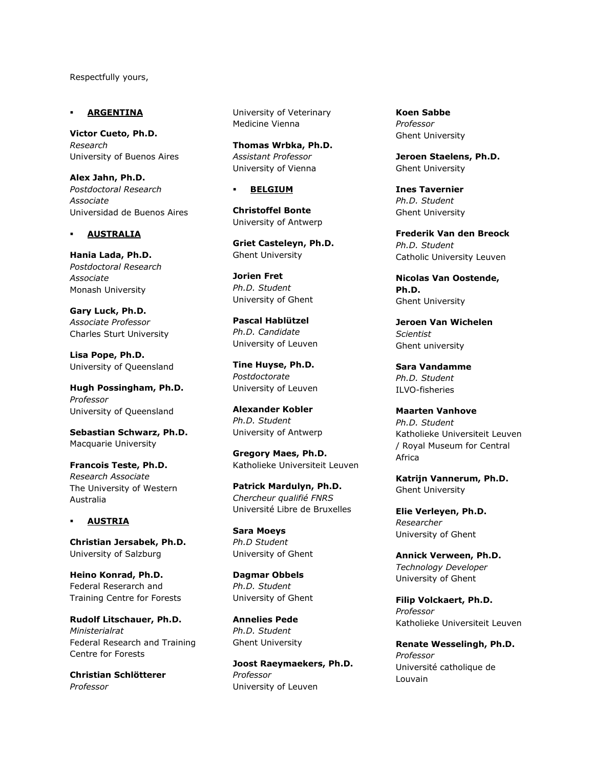Respectfully yours,

- **ARGENTINA**

**Victor Cueto, Ph.D.**
*Research*
University of Buenos Aires

**Alex Jahn, Ph.D.**
*Postdoctoral Research Associate*
Universidad de Buenos Aires

- **AUSTRALIA**

**Hania Lada, Ph.D.**
*Postdoctoral Research Associate*
Monash University

**Gary Luck, Ph.D.**
*Associate Professor*
Charles Sturt University

**Lisa Pope, Ph.D.**
University of Queensland

**Hugh Possingham, Ph.D.**
*Professor*
University of Queensland

**Sebastian Schwarz, Ph.D.**
Macquarie University

**Francois Teste, Ph.D.**
*Research Associate*
The University of Western Australia

- **AUSTRIA**

**Christian Jersabek, Ph.D.**
University of Salzburg

**Heino Konrad, Ph.D.**
Federal Reserach and Training Centre for Forests

**Rudolf Litschauer, Ph.D.**
*Ministerialrat*
Federal Research and Training Centre for Forests

**Christian Schlötterer**
*Professor*
University of Veterinary Medicine Vienna

**Thomas Wrbka, Ph.D.**
*Assistant Professor*
University of Vienna

- **BELGIUM**

**Christoffel Bonte**
University of Antwerp

**Griet Casteleyn, Ph.D.**
Ghent University

**Jorien Fret**
*Ph.D. Student*
University of Ghent

**Pascal Hablützel**
*Ph.D. Candidate*
University of Leuven

**Tine Huyse, Ph.D.**
*Postdoctorate*
University of Leuven

**Alexander Kobler**
*Ph.D. Student*
University of Antwerp

**Gregory Maes, Ph.D.**
Katholieke Universiteit Leuven

**Patrick Mardulyn, Ph.D.**
*Chercheur qualifié FNRS*
Université Libre de Bruxelles

**Sara Moeys**
*Ph.D Student*
University of Ghent

**Dagmar Obbels**
*Ph.D. Student*
University of Ghent

**Annelies Pede**
*Ph.D. Student*
Ghent University

**Joost Raeymaekers, Ph.D.**
*Professor*
University of Leuven

**Koen Sabbe**
*Professor*
Ghent University

**Jeroen Staelens, Ph.D.**
Ghent University

**Ines Tavernier**
*Ph.D. Student*
Ghent University

**Frederik Van den Breock**
*Ph.D. Student*
Catholic University Leuven

**Nicolas Van Oostende, Ph.D.**
Ghent University

**Jeroen Van Wichelen**
*Scientist*
Ghent university

**Sara Vandamme**
*Ph.D. Student*
ILVO-fisheries

**Maarten Vanhove**
*Ph.D. Student*
Katholieke Universiteit Leuven / Royal Museum for Central Africa

**Katrijn Vannerum, Ph.D.**
Ghent University

**Elie Verleyen, Ph.D.**
*Researcher*
University of Ghent

**Annick Verween, Ph.D.**
*Technology Developer*
University of Ghent

**Filip Volckaert, Ph.D.**
*Professor*
Katholieke Universiteit Leuven

**Renate Wesselingh, Ph.D.**
*Professor*
Université catholique de Louvain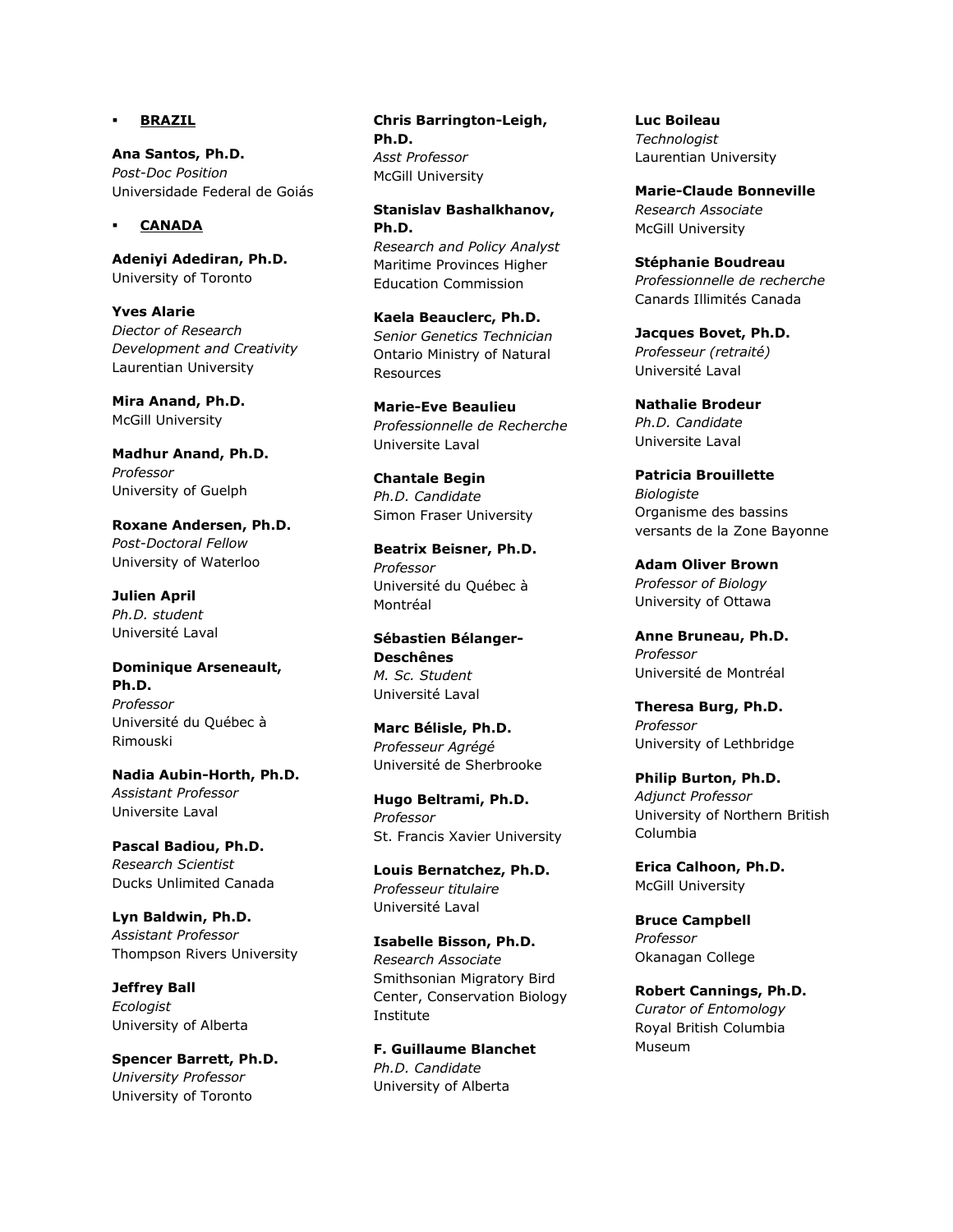- **BRAZIL**

**Ana Santos, Ph.D.**
*Post-Doc Position*
Universidade Federal de Goiás

- **CANADA**

**Adeniyi Adediran, Ph.D.**
University of Toronto

**Yves Alarie**
*Director of Research Development and Creativity*
Laurentian University

**Mira Anand, Ph.D.**
McGill University

**Madhur Anand, Ph.D.**
*Professor*
University of Guelph

**Roxane Andersen, Ph.D.**
*Post-Doctoral Fellow*
University of Waterloo

**Julien April**
*Ph.D. student*
Université Laval

**Dominique Arseneault, Ph.D.**
*Professor*
Université du Québec à Rimouski

**Nadia Aubin-Horth, Ph.D.**
*Assistant Professor*
Universite Laval

**Pascal Badiou, Ph.D.**
*Research Scientist*
Ducks Unlimited Canada

**Lyn Baldwin, Ph.D.**
*Assistant Professor*
Thompson Rivers University

**Jeffrey Ball**
*Ecologist*
University of Alberta

**Spencer Barrett, Ph.D.**
*University Professor*
University of Toronto

**Chris Barrington-Leigh, Ph.D.**
*Asst Professor*
McGill University

**Stanislav Bashalkhanov, Ph.D.**
*Research and Policy Analyst*
Maritime Provinces Higher Education Commission

**Kaela Beauclerc, Ph.D.**
*Senior Genetics Technician*
Ontario Ministry of Natural Resources

**Marie-Eve Beaulieu**
*Professionnelle de Recherche*
Universite Laval

**Chantale Begin**
*Ph.D. Candidate*
Simon Fraser University

**Beatrix Beisner, Ph.D.**
*Professor*
Université du Québec à Montréal

**Sébastien Bélanger-Deschênes**
*M. Sc. Student*
Université Laval

**Marc Bélisle, Ph.D.**
*Professeur Agrégé*
Université de Sherbrooke

**Hugo Beltrami, Ph.D.**
*Professor*
St. Francis Xavier University

**Louis Bernatchez, Ph.D.**
*Professeur titulaire*
Université Laval

**Isabelle Bisson, Ph.D.**
*Research Associate*
Smithsonian Migratory Bird Center, Conservation Biology Institute

**F. Guillaume Blanchet**
*Ph.D. Candidate*
University of Alberta

**Luc Boileau**
*Technologist*
Laurentian University

**Marie-Claude Bonneville**
*Research Associate*
McGill University

**Stéphanie Boudreau**
*Professionnelle de recherche*
Canards Illimités Canada

**Jacques Bovet, Ph.D.**
*Professeur (retraité)*
Université Laval

**Nathalie Brodeur**
*Ph.D. Candidate*
Universite Laval

**Patricia Brouillette**
*Biologiste*
Organisme des bassins versants de la Zone Bayonne

**Adam Oliver Brown**
*Professor of Biology*
University of Ottawa

**Anne Bruneau, Ph.D.**
*Professor*
Université de Montréal

**Theresa Burg, Ph.D.**
*Professor*
University of Lethbridge

**Philip Burton, Ph.D.**
*Adjunct Professor*
University of Northern British Columbia

**Erica Calhoon, Ph.D.**
McGill University

**Bruce Campbell**
*Professor*
Okanagan College

**Robert Cannings, Ph.D.**
*Curator of Entomology*
Royal British Columbia Museum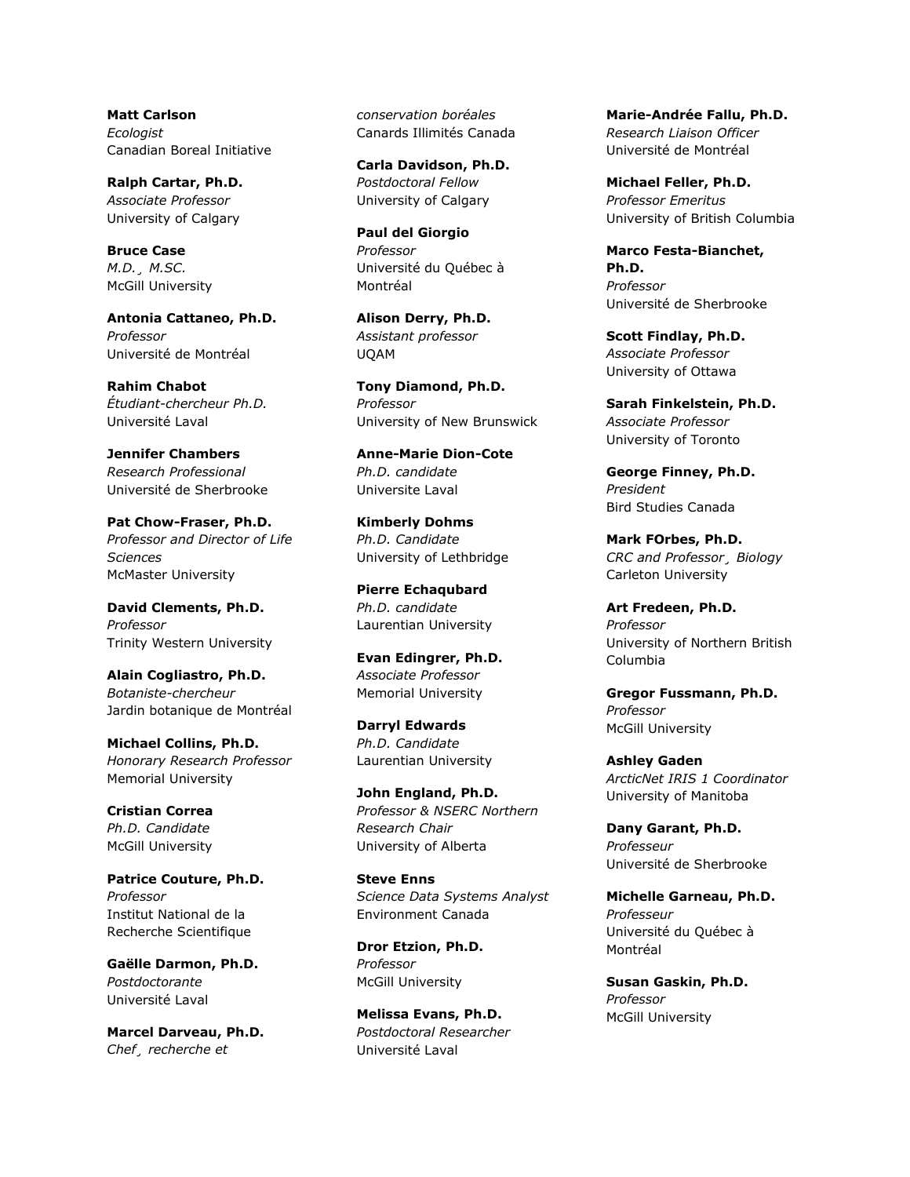**Matt Carlson**
*Ecologist*
Canadian Boreal Initiative

**Ralph Cartar, Ph.D.**
*Associate Professor*
University of Calgary

**Bruce Case**
*M.D.¸ M.SC.*
McGill University

**Antonia Cattaneo, Ph.D.**
*Professor*
Université de Montréal

**Rahim Chabot**
*Étudiant-chercheur Ph.D.*
Université Laval

**Jennifer Chambers**
*Research Professional*
Université de Sherbrooke

**Pat Chow-Fraser, Ph.D.**
*Professor and Director of Life Sciences*
McMaster University

**David Clements, Ph.D.**
*Professor*
Trinity Western University

**Alain Cogliastro, Ph.D.**
*Botaniste-chercheur*
Jardin botanique de Montréal

**Michael Collins, Ph.D.**
*Honorary Research Professor*
Memorial University

**Cristian Correa**
*Ph.D. Candidate*
McGill University

**Patrice Couture, Ph.D.**
*Professor*
Institut National de la Recherche Scientifique

**Gaëlle Darmon, Ph.D.**
*Postdoctorante*
Université Laval

**Marcel Darveau, Ph.D.**
*Chef¸ recherche et conservation boréales*
Canards Illimités Canada

**Carla Davidson, Ph.D.**
*Postdoctoral Fellow*
University of Calgary

**Paul del Giorgio**
*Professor*
Université du Québec à Montréal

**Alison Derry, Ph.D.**
*Assistant professor*
UQAM

**Tony Diamond, Ph.D.**
*Professor*
University of New Brunswick

**Anne-Marie Dion-Cote**
*Ph.D. candidate*
Universite Laval

**Kimberly Dohms**
*Ph.D. Candidate*
University of Lethbridge

**Pierre Echaqubard**
*Ph.D. candidate*
Laurentian University

**Evan Edingrer, Ph.D.**
*Associate Professor*
Memorial University

**Darryl Edwards**
*Ph.D. Candidate*
Laurentian University

**John England, Ph.D.**
*Professor & NSERC Northern Research Chair*
University of Alberta

**Steve Enns**
*Science Data Systems Analyst*
Environment Canada

**Dror Etzion, Ph.D.**
*Professor*
McGill University

**Melissa Evans, Ph.D.**
*Postdoctoral Researcher*
Université Laval

**Marie-Andrée Fallu, Ph.D.**
*Research Liaison Officer*
Université de Montréal

**Michael Feller, Ph.D.**
*Professor Emeritus*
University of British Columbia

**Marco Festa-Bianchet, Ph.D.**
*Professor*
Université de Sherbrooke

**Scott Findlay, Ph.D.**
*Associate Professor*
University of Ottawa

**Sarah Finkelstein, Ph.D.**
*Associate Professor*
University of Toronto

**George Finney, Ph.D.**
*President*
Bird Studies Canada

**Mark FOrbes, Ph.D.**
*CRC and Professor¸ Biology*
Carleton University

**Art Fredeen, Ph.D.**
*Professor*
University of Northern British Columbia

**Gregor Fussmann, Ph.D.**
*Professor*
McGill University

**Ashley Gaden**
*ArcticNet IRIS 1 Coordinator*
University of Manitoba

**Dany Garant, Ph.D.**
*Professeur*
Université de Sherbrooke

**Michelle Garneau, Ph.D.**
*Professeur*
Université du Québec à Montréal

**Susan Gaskin, Ph.D.**
*Professor*
McGill University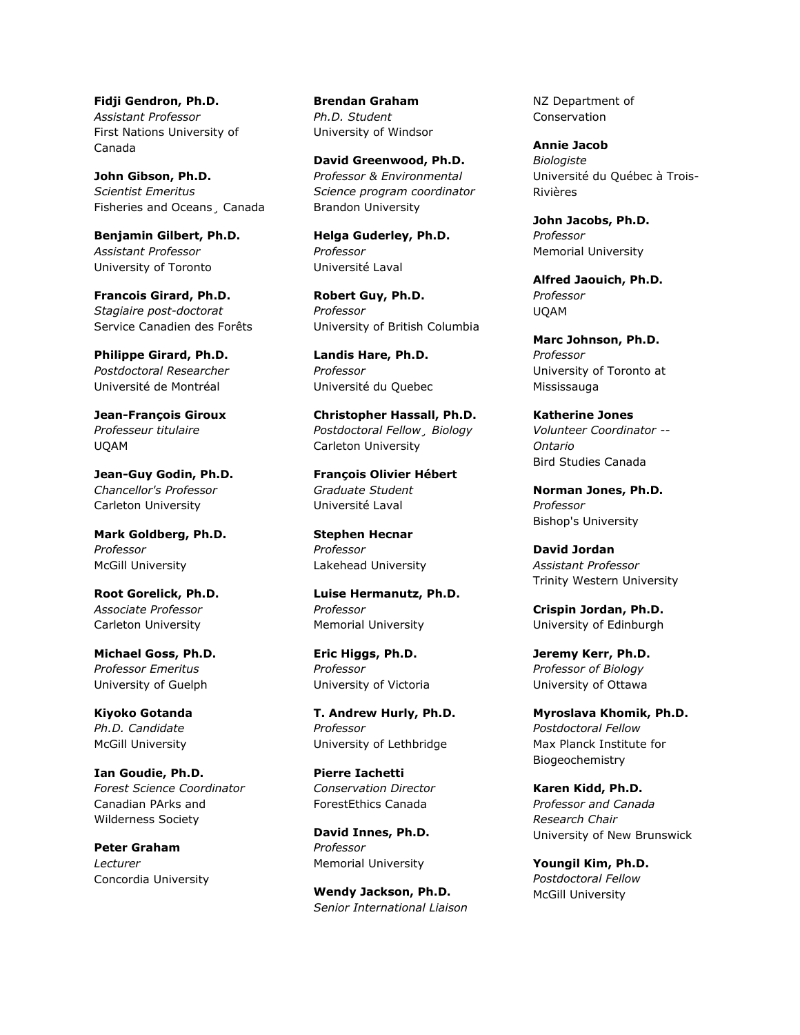**Fidji Gendron, Ph.D.**
*Assistant Professor*
First Nations University of Canada

**John Gibson, Ph.D.**
*Scientist Emeritus*
Fisheries and Oceans¸ Canada

**Benjamin Gilbert, Ph.D.**
*Assistant Professor*
University of Toronto

**Francois Girard, Ph.D.**
*Stagiaire post-doctorat*
Service Canadien des Forêts

**Philippe Girard, Ph.D.**
*Postdoctoral Researcher*
Université de Montréal

**Jean-François Giroux**
*Professeur titulaire*
UQAM

**Jean-Guy Godin, Ph.D.**
*Chancellor's Professor*
Carleton University

**Mark Goldberg, Ph.D.**
*Professor*
McGill University

**Root Gorelick, Ph.D.**
*Associate Professor*
Carleton University

**Michael Goss, Ph.D.**
*Professor Emeritus*
University of Guelph

**Kiyoko Gotanda**
*Ph.D. Candidate*
McGill University

**Ian Goudie, Ph.D.**
*Forest Science Coordinator*
Canadian PArks and Wilderness Society

**Peter Graham**
*Lecturer*
Concordia University

**Brendan Graham**
*Ph.D. Student*
University of Windsor

**David Greenwood, Ph.D.**
*Professor & Environmental Science program coordinator*
Brandon University

**Helga Guderley, Ph.D.**
*Professor*
Université Laval

**Robert Guy, Ph.D.**
*Professor*
University of British Columbia

**Landis Hare, Ph.D.**
*Professor*
Université du Quebec

**Christopher Hassall, Ph.D.**
*Postdoctoral Fellow¸ Biology*
Carleton University

**François Olivier Hébert**
*Graduate Student*
Université Laval

**Stephen Hecnar**
*Professor*
Lakehead University

**Luise Hermanutz, Ph.D.**
*Professor*
Memorial University

**Eric Higgs, Ph.D.**
*Professor*
University of Victoria

**T. Andrew Hurly, Ph.D.**
*Professor*
University of Lethbridge

**Pierre Iachetti**
*Conservation Director*
ForestEthics Canada

**David Innes, Ph.D.**
*Professor*
Memorial University

**Wendy Jackson, Ph.D.**
*Senior International Liaison*
NZ Department of Conservation

**Annie Jacob**
*Biologiste*
Université du Québec à Trois-Rivières

**John Jacobs, Ph.D.**
*Professor*
Memorial University

**Alfred Jaouich, Ph.D.**
*Professor*
UQAM

**Marc Johnson, Ph.D.**
*Professor*
University of Toronto at Mississauga

**Katherine Jones**
*Volunteer Coordinator -- Ontario*
Bird Studies Canada

**Norman Jones, Ph.D.**
*Professor*
Bishop's University

**David Jordan**
*Assistant Professor*
Trinity Western University

**Crispin Jordan, Ph.D.**
University of Edinburgh

**Jeremy Kerr, Ph.D.**
*Professor of Biology*
University of Ottawa

**Myroslava Khomik, Ph.D.**
*Postdoctoral Fellow*
Max Planck Institute for Biogeochemistry

**Karen Kidd, Ph.D.**
*Professor and Canada Research Chair*
University of New Brunswick

**Youngil Kim, Ph.D.**
*Postdoctoral Fellow*
McGill University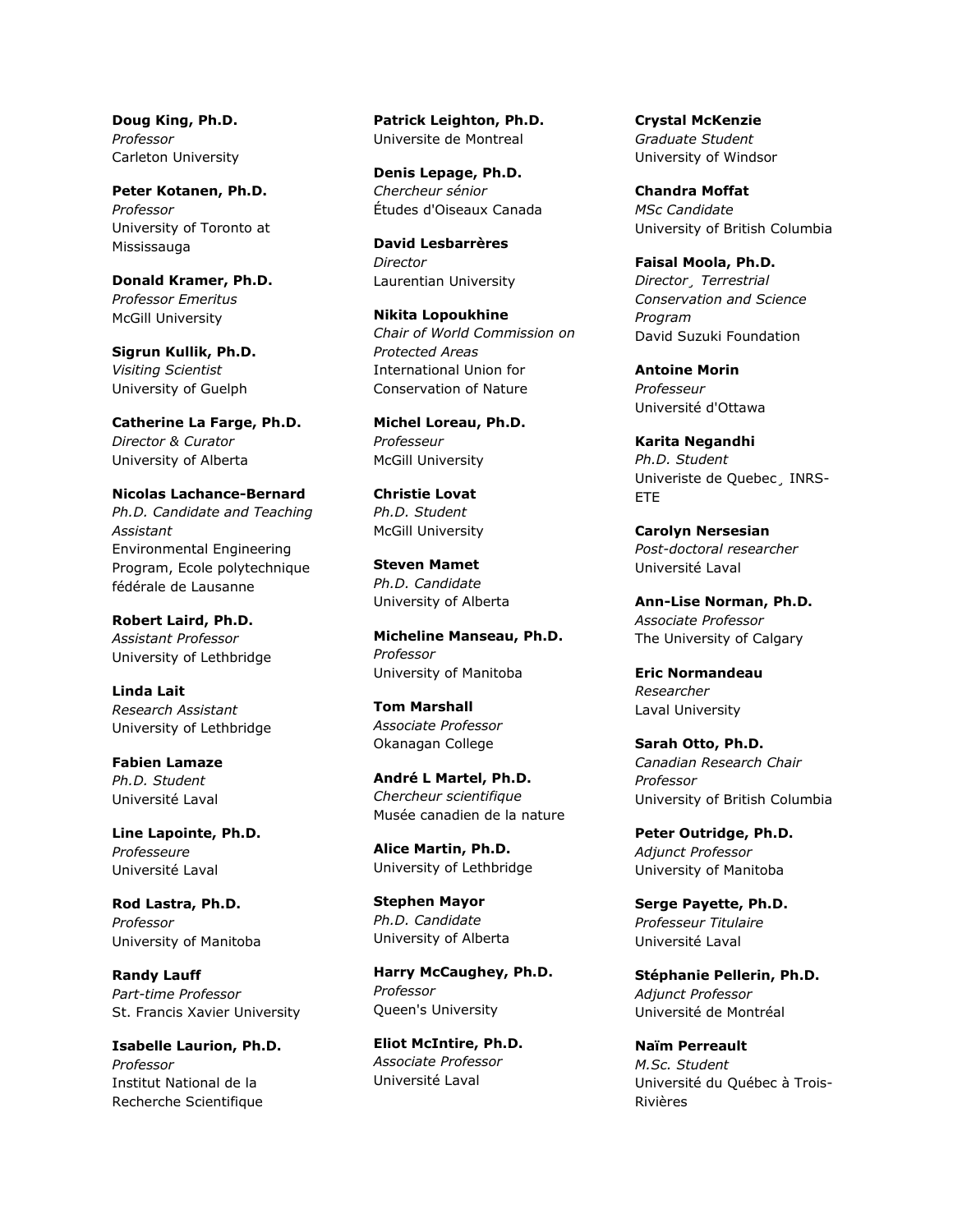**Doug King, Ph.D.**
*Professor*
Carleton University

**Peter Kotanen, Ph.D.**
*Professor*
University of Toronto at Mississauga

**Donald Kramer, Ph.D.**
*Professor Emeritus*
McGill University

**Sigrun Kullik, Ph.D.**
*Visiting Scientist*
University of Guelph

**Catherine La Farge, Ph.D.**
*Director & Curator*
University of Alberta

**Nicolas Lachance-Bernard**
*Ph.D. Candidate and Teaching Assistant*
Environmental Engineering Program, Ecole polytechnique fédérale de Lausanne

**Robert Laird, Ph.D.**
*Assistant Professor*
University of Lethbridge

**Linda Lait**
*Research Assistant*
University of Lethbridge

**Fabien Lamaze**
*Ph.D. Student*
Université Laval

**Line Lapointe, Ph.D.**
*Professeure*
Université Laval

**Rod Lastra, Ph.D.**
*Professor*
University of Manitoba

**Randy Lauff**
*Part-time Professor*
St. Francis Xavier University

**Isabelle Laurion, Ph.D.**
*Professor*
Institut National de la Recherche Scientifique

**Patrick Leighton, Ph.D.**
Universite de Montreal

**Denis Lepage, Ph.D.**
*Chercheur sénior*
Études d'Oiseaux Canada

**David Lesbarrères**
*Director*
Laurentian University

**Nikita Lopoukhine**
*Chair of World Commission on Protected Areas*
International Union for Conservation of Nature

**Michel Loreau, Ph.D.**
*Professeur*
McGill University

**Christie Lovat**
*Ph.D. Student*
McGill University

**Steven Mamet**
*Ph.D. Candidate*
University of Alberta

**Micheline Manseau, Ph.D.**
*Professor*
University of Manitoba

**Tom Marshall**
*Associate Professor*
Okanagan College

**André L Martel, Ph.D.**
*Chercheur scientifique*
Musée canadien de la nature

**Alice Martin, Ph.D.**
University of Lethbridge

**Stephen Mayor**
*Ph.D. Candidate*
University of Alberta

**Harry McCaughey, Ph.D.**
*Professor*
Queen's University

**Eliot McIntire, Ph.D.**
*Associate Professor*
Université Laval

**Crystal McKenzie**
*Graduate Student*
University of Windsor

**Chandra Moffat**
*MSc Candidate*
University of British Columbia

**Faisal Moola, Ph.D.**
*Director¸ Terrestrial Conservation and Science Program*
David Suzuki Foundation

**Antoine Morin**
*Professeur*
Université d'Ottawa

**Karita Negandhi**
*Ph.D. Student*
Univeriste de Quebec¸ INRS-ETE

**Carolyn Nersesian**
*Post-doctoral researcher*
Université Laval

**Ann-Lise Norman, Ph.D.**
*Associate Professor*
The University of Calgary

**Eric Normandeau**
*Researcher*
Laval University

**Sarah Otto, Ph.D.**
*Canadian Research Chair Professor*
University of British Columbia

**Peter Outridge, Ph.D.**
*Adjunct Professor*
University of Manitoba

**Serge Payette, Ph.D.**
*Professeur Titulaire*
Université Laval

**Stéphanie Pellerin, Ph.D.**
*Adjunct Professor*
Université de Montréal

**Naïm Perreault**
*M.Sc. Student*
Université du Québec à Trois-Rivières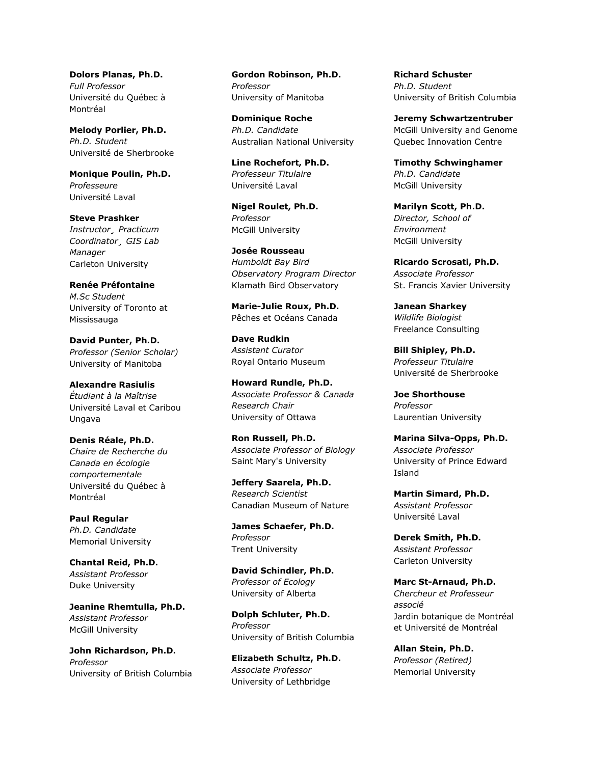**Dolors Planas, Ph.D.**
*Full Professor*
Université du Québec à Montréal

**Melody Porlier, Ph.D.**
*Ph.D. Student*
Université de Sherbrooke

**Monique Poulin, Ph.D.**
*Professeure*
Université Laval

**Steve Prashker**
*Instructor¸ Practicum Coordinator¸ GIS Lab Manager*
Carleton University

**Renée Préfontaine**
*M.Sc Student*
University of Toronto at Mississauga

**David Punter, Ph.D.**
*Professor (Senior Scholar)*
University of Manitoba

**Alexandre Rasiulis**
*Étudiant à la Maîtrise*
Université Laval et Caribou Ungava

**Denis Réale, Ph.D.**
*Chaire de Recherche du Canada en écologie comportementale*
Université du Québec à Montréal

**Paul Regular**
*Ph.D. Candidate*
Memorial University

**Chantal Reid, Ph.D.**
*Assistant Professor*
Duke University

**Jeanine Rhemtulla, Ph.D.**
*Assistant Professor*
McGill University

**John Richardson, Ph.D.**
*Professor*
University of British Columbia

**Gordon Robinson, Ph.D.**
*Professor*
University of Manitoba

**Dominique Roche**
*Ph.D. Candidate*
Australian National University

**Line Rochefort, Ph.D.**
*Professeur Titulaire*
Université Laval

**Nigel Roulet, Ph.D.**
*Professor*
McGill University

**Josée Rousseau**
*Humboldt Bay Bird Observatory Program Director*
Klamath Bird Observatory

**Marie-Julie Roux, Ph.D.**
Pêches et Océans Canada

**Dave Rudkin**
*Assistant Curator*
Royal Ontario Museum

**Howard Rundle, Ph.D.**
*Associate Professor & Canada Research Chair*
University of Ottawa

**Ron Russell, Ph.D.**
*Associate Professor of Biology*
Saint Mary's University

**Jeffery Saarela, Ph.D.**
*Research Scientist*
Canadian Museum of Nature

**James Schaefer, Ph.D.**
*Professor*
Trent University

**David Schindler, Ph.D.**
*Professor of Ecology*
University of Alberta

**Dolph Schluter, Ph.D.**
*Professor*
University of British Columbia

**Elizabeth Schultz, Ph.D.**
*Associate Professor*
University of Lethbridge

**Richard Schuster**
*Ph.D. Student*
University of British Columbia

**Jeremy Schwartzentruber**
McGill University and Genome Quebec Innovation Centre

**Timothy Schwinghamer**
*Ph.D. Candidate*
McGill University

**Marilyn Scott, Ph.D.**
*Director, School of Environment*
McGill University

**Ricardo Scrosati, Ph.D.**
*Associate Professor*
St. Francis Xavier University

**Janean Sharkey**
*Wildlife Biologist*
Freelance Consulting

**Bill Shipley, Ph.D.**
*Professeur Titulaire*
Université de Sherbrooke

**Joe Shorthouse**
*Professor*
Laurentian University

**Marina Silva-Opps, Ph.D.**
*Associate Professor*
University of Prince Edward Island

**Martin Simard, Ph.D.**
*Assistant Professor*
Université Laval

**Derek Smith, Ph.D.**
*Assistant Professor*
Carleton University

**Marc St-Arnaud, Ph.D.**
*Chercheur et Professeur associé*
Jardin botanique de Montréal et Université de Montréal

**Allan Stein, Ph.D.**
*Professor (Retired)*
Memorial University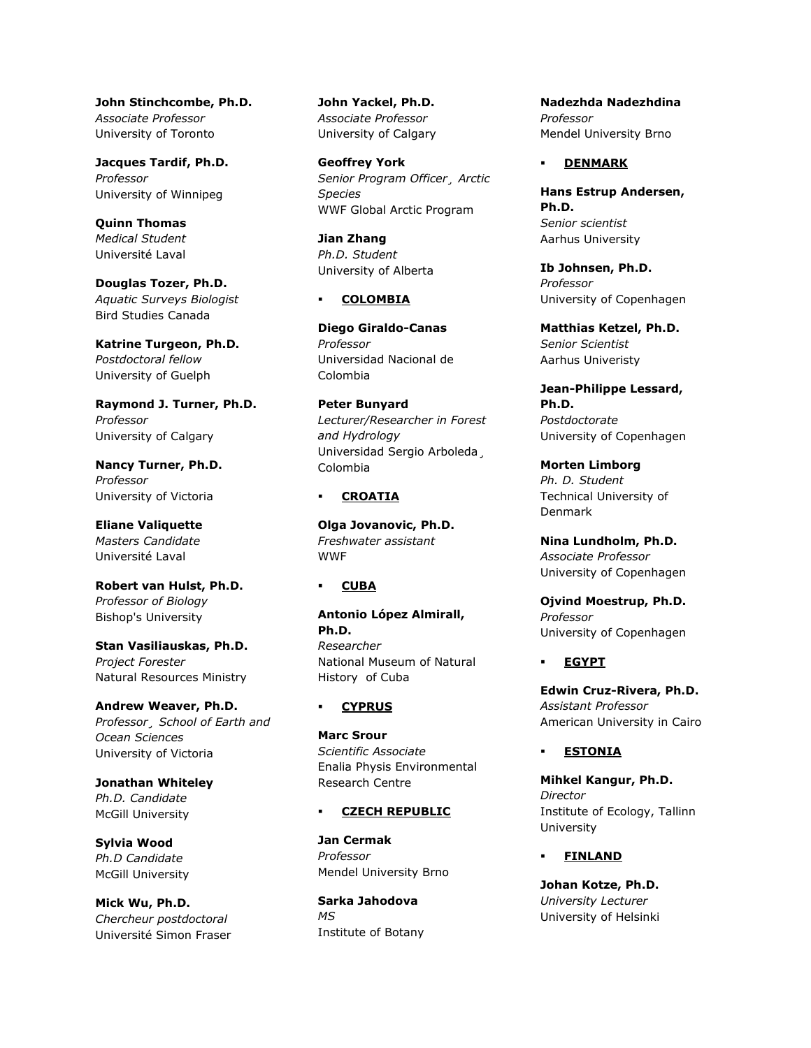**John Stinchcombe, Ph.D.**
*Associate Professor*
University of Toronto

**Jacques Tardif, Ph.D.**
*Professor*
University of Winnipeg

**Quinn Thomas**
*Medical Student*
Université Laval

**Douglas Tozer, Ph.D.**
*Aquatic Surveys Biologist*
Bird Studies Canada

**Katrine Turgeon, Ph.D.**
*Postdoctoral fellow*
University of Guelph

**Raymond J. Turner, Ph.D.**
*Professor*
University of Calgary

**Nancy Turner, Ph.D.**
*Professor*
University of Victoria

**Eliane Valiquette**
*Masters Candidate*
Université Laval

**Robert van Hulst, Ph.D.**
*Professor of Biology*
Bishop's University

**Stan Vasiliauskas, Ph.D.**
*Project Forester*
Natural Resources Ministry

**Andrew Weaver, Ph.D.**
*Professor¸ School of Earth and Ocean Sciences*
University of Victoria

**Jonathan Whiteley**
*Ph.D. Candidate*
McGill University

**Sylvia Wood**
*Ph.D Candidate*
McGill University

**Mick Wu, Ph.D.**
*Chercheur postdoctoral*
Université Simon Fraser

**John Yackel, Ph.D.**
*Associate Professor*
University of Calgary

**Geoffrey York**
*Senior Program Officer¸ Arctic Species*
WWF Global Arctic Program

**Jian Zhang**
*Ph.D. Student*
University of Alberta

- **COLOMBIA**

**Diego Giraldo-Canas**
*Professor*
Universidad Nacional de Colombia

**Peter Bunyard**
*Lecturer/Researcher in Forest and Hydrology*
Universidad Sergio Arboleda¸ Colombia

- **CROATIA**

**Olga Jovanovic, Ph.D.**
*Freshwater assistant*
WWF

- **CUBA**

**Antonio López Almirall, Ph.D.**
*Researcher*
National Museum of Natural History of Cuba

- **CYPRUS**

**Marc Srour**
*Scientific Associate*
Enalia Physis Environmental Research Centre

- **CZECH REPUBLIC**

**Jan Cermak**
*Professor*
Mendel University Brno

**Sarka Jahodova**
*MS*
Institute of Botany

**Nadezhda Nadezhdina**
*Professor*
Mendel University Brno

- **DENMARK**

**Hans Estrup Andersen, Ph.D.**
*Senior scientist*
Aarhus University

**Ib Johnsen, Ph.D.**
*Professor*
University of Copenhagen

**Matthias Ketzel, Ph.D.**
*Senior Scientist*
Aarhus Univeristy

**Jean-Philippe Lessard, Ph.D.**
*Postdoctorate*
University of Copenhagen

**Morten Limborg**
*Ph. D. Student*
Technical University of Denmark

**Nina Lundholm, Ph.D.**
*Associate Professor*
University of Copenhagen

**Ojvind Moestrup, Ph.D.**
*Professor*
University of Copenhagen

- **EGYPT**

**Edwin Cruz-Rivera, Ph.D.**
*Assistant Professor*
American University in Cairo

- **ESTONIA**

**Mihkel Kangur, Ph.D.**
*Director*
Institute of Ecology, Tallinn University

- **FINLAND**

**Johan Kotze, Ph.D.**
*University Lecturer*
University of Helsinki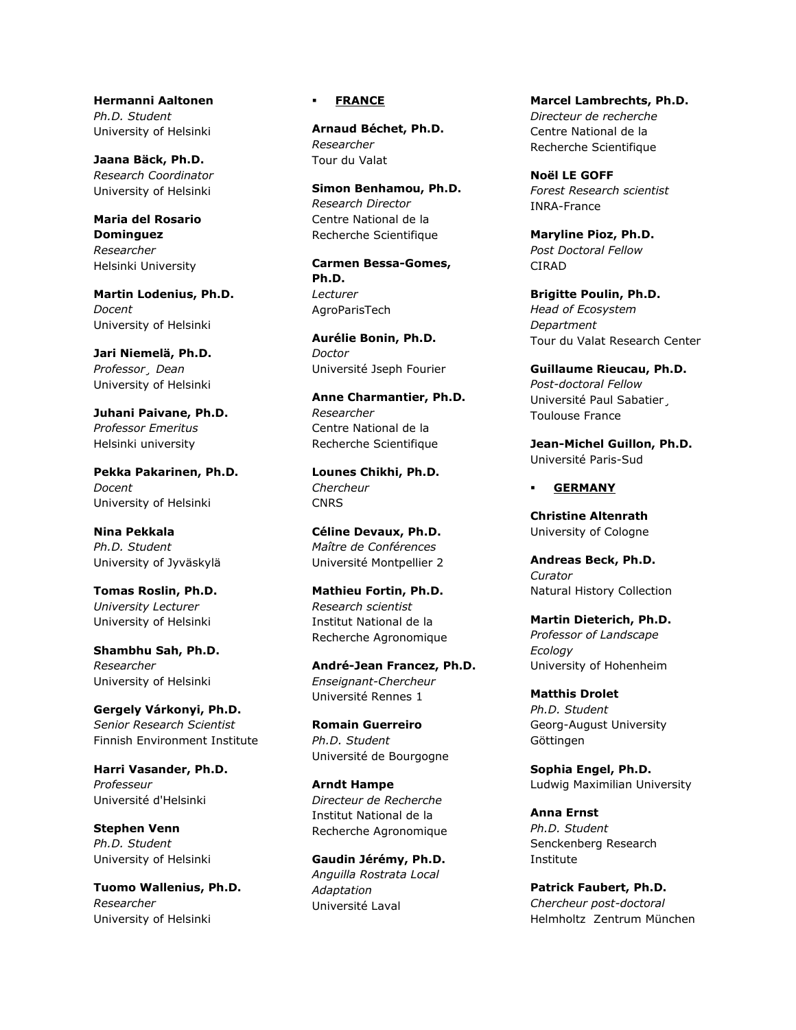**Hermanni Aaltonen**
*Ph.D. Student*
University of Helsinki

**Jaana Bäck, Ph.D.**
*Research Coordinator*
University of Helsinki

**Maria del Rosario Dominguez**
*Researcher*
Helsinki University

**Martin Lodenius, Ph.D.**
*Docent*
University of Helsinki

**Jari Niemelä, Ph.D.**
*Professor¸ Dean*
University of Helsinki

**Juhani Paivane, Ph.D.**
*Professor Emeritus*
Helsinki university

**Pekka Pakarinen, Ph.D.**
*Docent*
University of Helsinki

**Nina Pekkala**
*Ph.D. Student*
University of Jyväskylä

**Tomas Roslin, Ph.D.**
*University Lecturer*
University of Helsinki

**Shambhu Sah, Ph.D.**
*Researcher*
University of Helsinki

**Gergely Várkonyi, Ph.D.**
*Senior Research Scientist*
Finnish Environment Institute

**Harri Vasander, Ph.D.**
*Professeur*
Université d'Helsinki

**Stephen Venn**
*Ph.D. Student*
University of Helsinki

**Tuomo Wallenius, Ph.D.**
*Researcher*
University of Helsinki

- **FRANCE**

**Arnaud Béchet, Ph.D.**
*Researcher*
Tour du Valat

**Simon Benhamou, Ph.D.**
*Research Director*
Centre National de la Recherche Scientifique

**Carmen Bessa-Gomes, Ph.D.**
*Lecturer*
AgroParisTech

**Aurélie Bonin, Ph.D.**
*Doctor*
Université Jseph Fourier

**Anne Charmantier, Ph.D.**
*Researcher*
Centre National de la Recherche Scientifique

**Lounes Chikhi, Ph.D.**
*Chercheur*
CNRS

**Céline Devaux, Ph.D.**
*Maître de Conférences*
Université Montpellier 2

**Mathieu Fortin, Ph.D.**
*Research scientist*
Institut National de la Recherche Agronomique

**André-Jean Francez, Ph.D.**
*Enseignant-Chercheur*
Université Rennes 1

**Romain Guerreiro**
*Ph.D. Student*
Université de Bourgogne

**Arndt Hampe**
*Directeur de Recherche*
Institut National de la Recherche Agronomique

**Gaudin Jérémy, Ph.D.**
*Anguilla Rostrata Local Adaptation*
Université Laval

**Marcel Lambrechts, Ph.D.**
*Directeur de recherche*
Centre National de la Recherche Scientifique

**Noël LE GOFF**
*Forest Research scientist*
INRA-France

**Maryline Pioz, Ph.D.**
*Post Doctoral Fellow*
CIRAD

**Brigitte Poulin, Ph.D.**
*Head of Ecosystem Department*
Tour du Valat Research Center

**Guillaume Rieucau, Ph.D.**
*Post-doctoral Fellow*
Université Paul Sabatier¸ Toulouse France

**Jean-Michel Guillon, Ph.D.**
Université Paris-Sud

- **GERMANY**

**Christine Altenrath**
University of Cologne

**Andreas Beck, Ph.D.**
*Curator*
Natural History Collection

**Martin Dieterich, Ph.D.**
*Professor of Landscape Ecology*
University of Hohenheim

**Matthis Drolet**
*Ph.D. Student*
Georg-August University Göttingen

**Sophia Engel, Ph.D.**
Ludwig Maximilian University

**Anna Ernst**
*Ph.D. Student*
Senckenberg Research Institute

**Patrick Faubert, Ph.D.**
*Chercheur post-doctoral*
Helmholtz Zentrum München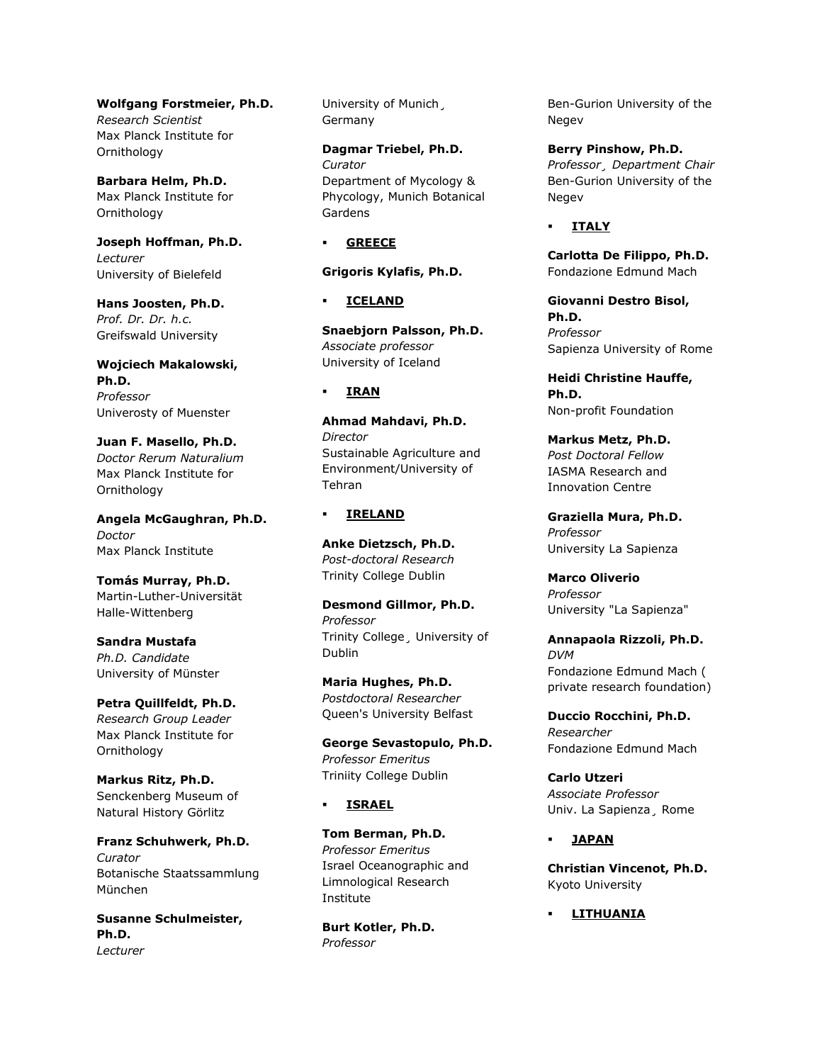**Wolfgang Forstmeier, Ph.D.**
*Research Scientist*
Max Planck Institute for Ornithology

**Barbara Helm, Ph.D.**
Max Planck Institute for Ornithology

**Joseph Hoffman, Ph.D.**
*Lecturer*
University of Bielefeld

**Hans Joosten, Ph.D.**
*Prof. Dr. Dr. h.c.*
Greifswald University

**Wojciech Makalowski, Ph.D.**
*Professor*
Univerosty of Muenster

**Juan F. Masello, Ph.D.**
*Doctor Rerum Naturalium*
Max Planck Institute for Ornithology

**Angela McGaughran, Ph.D.**
*Doctor*
Max Planck Institute

**Tomás Murray, Ph.D.**
Martin-Luther-Universität Halle-Wittenberg

**Sandra Mustafa**
*Ph.D. Candidate*
University of Münster

**Petra Quillfeldt, Ph.D.**
*Research Group Leader*
Max Planck Institute for Ornithology

**Markus Ritz, Ph.D.**
Senckenberg Museum of Natural History Görlitz

**Franz Schuhwerk, Ph.D.**
*Curator*
Botanische Staatssammlung München

**Susanne Schulmeister, Ph.D.**
*Lecturer*
University of Munich¸ Germany

**Dagmar Triebel, Ph.D.**
*Curator*
Department of Mycology & Phycology, Munich Botanical Gardens

- **GREECE**

**Grigoris Kylafis, Ph.D.**

- **ICELAND**

**Snaebjorn Palsson, Ph.D.**
*Associate professor*
University of Iceland

- **IRAN**

**Ahmad Mahdavi, Ph.D.**
*Director*
Sustainable Agriculture and Environment/University of Tehran

- **IRELAND**

**Anke Dietzsch, Ph.D.**
*Post-doctoral Research*
Trinity College Dublin

**Desmond Gillmor, Ph.D.**
*Professor*
Trinity College¸ University of Dublin

**Maria Hughes, Ph.D.**
*Postdoctoral Researcher*
Queen's University Belfast

**George Sevastopulo, Ph.D.**
*Professor Emeritus*
Triniity College Dublin

- **ISRAEL**

**Tom Berman, Ph.D.**
*Professor Emeritus*
Israel Oceanographic and Limnological Research Institute

**Burt Kotler, Ph.D.**
*Professor*
Ben-Gurion University of the Negev

**Berry Pinshow, Ph.D.**
*Professor¸ Department Chair*
Ben-Gurion University of the Negev

- **ITALY**

**Carlotta De Filippo, Ph.D.**
Fondazione Edmund Mach

**Giovanni Destro Bisol, Ph.D.**
*Professor*
Sapienza University of Rome

**Heidi Christine Hauffe, Ph.D.**
Non-profit Foundation

**Markus Metz, Ph.D.**
*Post Doctoral Fellow*
IASMA Research and Innovation Centre

**Graziella Mura, Ph.D.**
*Professor*
University La Sapienza

**Marco Oliverio**
*Professor*
University "La Sapienza"

**Annapaola Rizzoli, Ph.D.**
*DVM*
Fondazione Edmund Mach ( private research foundation)

**Duccio Rocchini, Ph.D.**
*Researcher*
Fondazione Edmund Mach

**Carlo Utzeri**
*Associate Professor*
Univ. La Sapienza¸ Rome

- **JAPAN**

**Christian Vincenot, Ph.D.**
Kyoto University

- **LITHUANIA**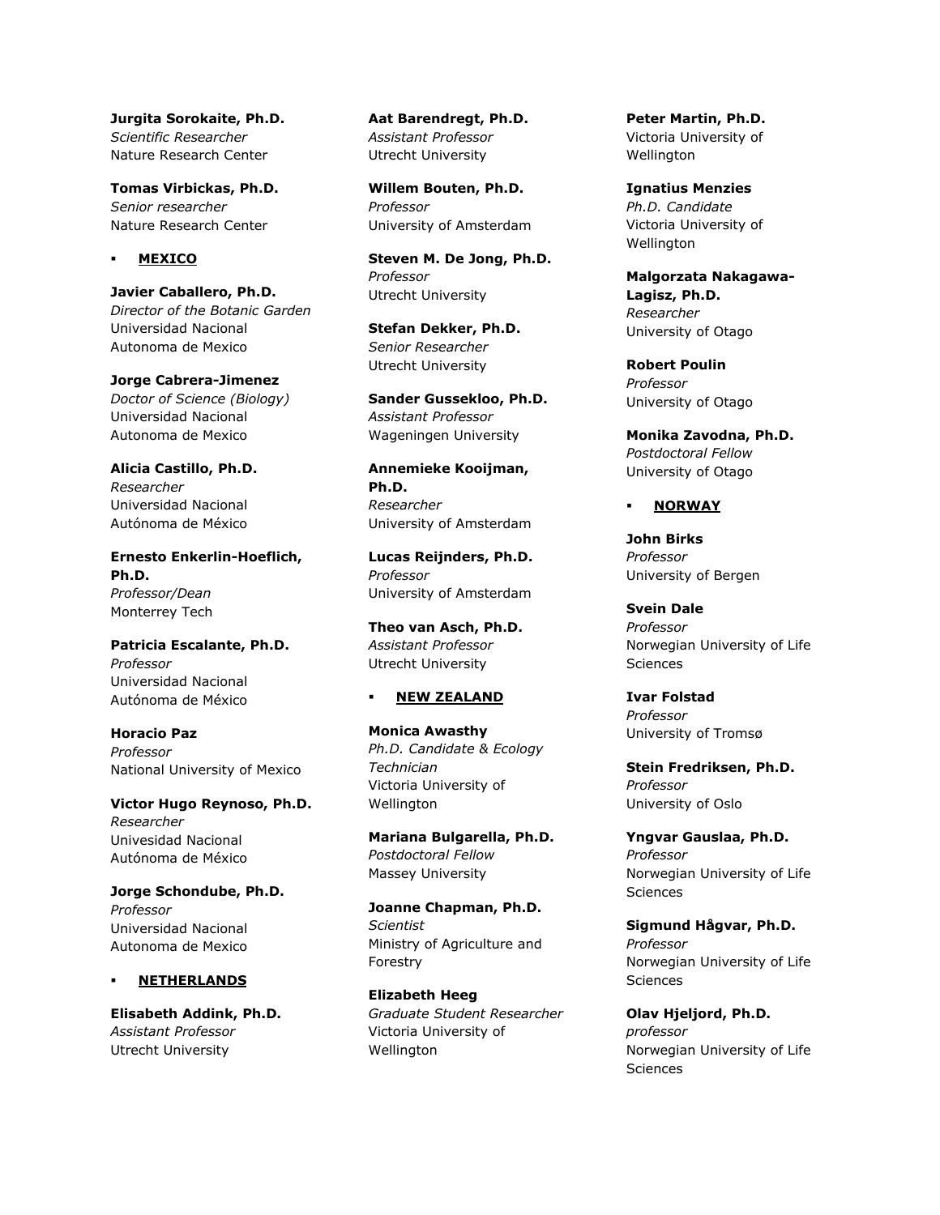**Jurgita Sorokaite, Ph.D.**
*Scientific Researcher*
Nature Research Center

**Tomas Virbickas, Ph.D.**
*Senior researcher*
Nature Research Center

- **MEXICO**

**Javier Caballero, Ph.D.**
*Director of the Botanic Garden*
Universidad Nacional Autonoma de Mexico

**Jorge Cabrera-Jimenez**
*Doctor of Science (Biology)*
Universidad Nacional Autonoma de Mexico

**Alicia Castillo, Ph.D.**
*Researcher*
Universidad Nacional Autónoma de México

**Ernesto Enkerlin-Hoeflich, Ph.D.**
*Professor/Dean*
Monterrey Tech

**Patricia Escalante, Ph.D.**
*Professor*
Universidad Nacional Autónoma de México

**Horacio Paz**
*Professor*
National University of Mexico

**Victor Hugo Reynoso, Ph.D.**
*Researcher*
Univesidad Nacional Autónoma de México

**Jorge Schondube, Ph.D.**
*Professor*
Universidad Nacional Autonoma de Mexico

- **NETHERLANDS**

**Elisabeth Addink, Ph.D.**
*Assistant Professor*
Utrecht University

**Aat Barendregt, Ph.D.**
*Assistant Professor*
Utrecht University

**Willem Bouten, Ph.D.**
*Professor*
University of Amsterdam

**Steven M. De Jong, Ph.D.**
*Professor*
Utrecht University

**Stefan Dekker, Ph.D.**
*Senior Researcher*
Utrecht University

**Sander Gussekloo, Ph.D.**
*Assistant Professor*
Wageningen University

**Annemieke Kooijman, Ph.D.**
*Researcher*
University of Amsterdam

**Lucas Reijnders, Ph.D.**
*Professor*
University of Amsterdam

**Theo van Asch, Ph.D.**
*Assistant Professor*
Utrecht University

- **NEW ZEALAND**

**Monica Awasthy**
*Ph.D. Candidate & Ecology Technician*
Victoria University of Wellington

**Mariana Bulgarella, Ph.D.**
*Postdoctoral Fellow*
Massey University

**Joanne Chapman, Ph.D.**
*Scientist*
Ministry of Agriculture and Forestry

**Elizabeth Heeg**
*Graduate Student Researcher*
Victoria University of Wellington

**Peter Martin, Ph.D.**
Victoria University of Wellington

**Ignatius Menzies**
*Ph.D. Candidate*
Victoria University of Wellington

**Malgorzata Nakagawa-Lagisz, Ph.D.**
*Researcher*
University of Otago

**Robert Poulin**
*Professor*
University of Otago

**Monika Zavodna, Ph.D.**
*Postdoctoral Fellow*
University of Otago

- **NORWAY**

**John Birks**
*Professor*
University of Bergen

**Svein Dale**
*Professor*
Norwegian University of Life Sciences

**Ivar Folstad**
*Professor*
University of Tromsø

**Stein Fredriksen, Ph.D.**
*Professor*
University of Oslo

**Yngvar Gauslaa, Ph.D.**
*Professor*
Norwegian University of Life Sciences

**Sigmund Hågvar, Ph.D.**
*Professor*
Norwegian University of Life Sciences

**Olav Hjeljord, Ph.D.**
*professor*
Norwegian University of Life Sciences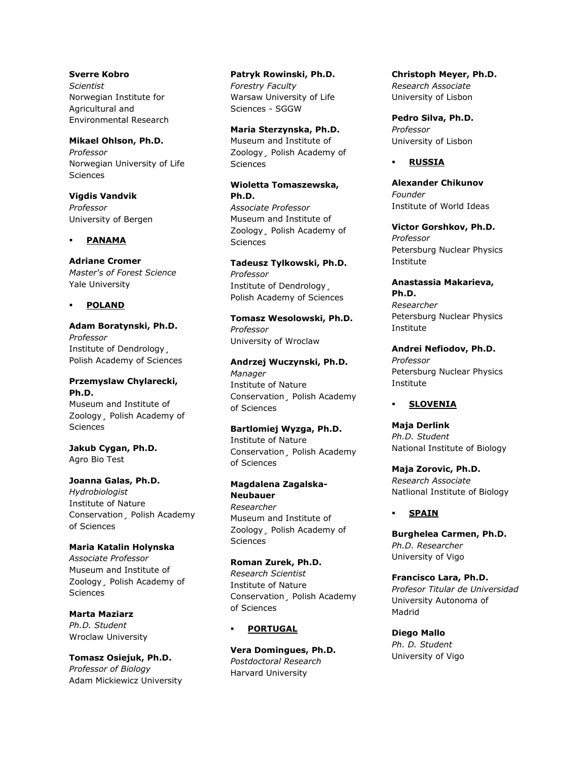**Sverre Kobro**
*Scientist*
Norwegian Institute for Agricultural and Environmental Research

**Mikael Ohlson, Ph.D.**
*Professor*
Norwegian University of Life Sciences

**Vigdis Vandvik**
*Professor*
University of Bergen

- **PANAMA**

**Adriane Cromer**
*Master's of Forest Science*
Yale University

- **POLAND**

**Adam Boratynski, Ph.D.**
*Professor*
Institute of Dendrology¸ Polish Academy of Sciences

**Przemyslaw Chylarecki, Ph.D.**
Museum and Institute of Zoology¸ Polish Academy of Sciences

**Jakub Cygan, Ph.D.**
Agro Bio Test

**Joanna Galas, Ph.D.**
*Hydrobiologist*
Institute of Nature Conservation¸ Polish Academy of Sciences

**Maria Katalin Holynska**
*Associate Professor*
Museum and Institute of Zoology¸ Polish Academy of Sciences

**Marta Maziarz**
*Ph.D. Student*
Wroclaw University

**Tomasz Osiejuk, Ph.D.**
*Professor of Biology*
Adam Mickiewicz University

**Patryk Rowinski, Ph.D.**
*Forestry Faculty*
Warsaw University of Life Sciences - SGGW

**Maria Sterzynska, Ph.D.**
Museum and Institute of Zoology¸ Polish Academy of Sciences

**Wioletta Tomaszewska, Ph.D.**
*Associate Professor*
Museum and Institute of Zoology¸ Polish Academy of Sciences

**Tadeusz Tylkowski, Ph.D.**
*Professor*
Institute of Dendrology¸ Polish Academy of Sciences

**Tomasz Wesolowski, Ph.D.**
*Professor*
University of Wroclaw

**Andrzej Wuczynski, Ph.D.**
*Manager*
Institute of Nature Conservation¸ Polish Academy of Sciences

**Bartlomiej Wyzga, Ph.D.**
Institute of Nature Conservation¸ Polish Academy of Sciences

**Magdalena Zagalska-Neubauer**
*Researcher*
Museum and Institute of Zoology¸ Polish Academy of Sciences

**Roman Zurek, Ph.D.**
*Research Scientist*
Institute of Nature Conservation¸ Polish Academy of Sciences

- **PORTUGAL**

**Vera Domingues, Ph.D.**
*Postdoctoral Research*
Harvard University

**Christoph Meyer, Ph.D.**
*Research Associate*
University of Lisbon

**Pedro Silva, Ph.D.**
*Professor*
University of Lisbon

- **RUSSIA**

**Alexander Chikunov**
*Founder*
Institute of World Ideas

**Victor Gorshkov, Ph.D.**
*Professor*
Petersburg Nuclear Physics Institute

**Anastassia Makarieva, Ph.D.**
*Researcher*
Petersburg Nuclear Physics Institute

**Andrei Nefiodov, Ph.D.**
*Professor*
Petersburg Nuclear Physics Institute

- **SLOVENIA**

**Maja Derlink**
*Ph.D. Student*
National Institute of Biology

**Maja Zorovic, Ph.D.**
*Research Associate*
Natlional Institute of Biology

- **SPAIN**

**Burghelea Carmen, Ph.D.**
*Ph.D. Researcher*
University of Vigo

**Francisco Lara, Ph.D.**
*Profesor Titular de Universidad*
University Autonoma of Madrid

**Diego Mallo**
*Ph. D. Student*
University of Vigo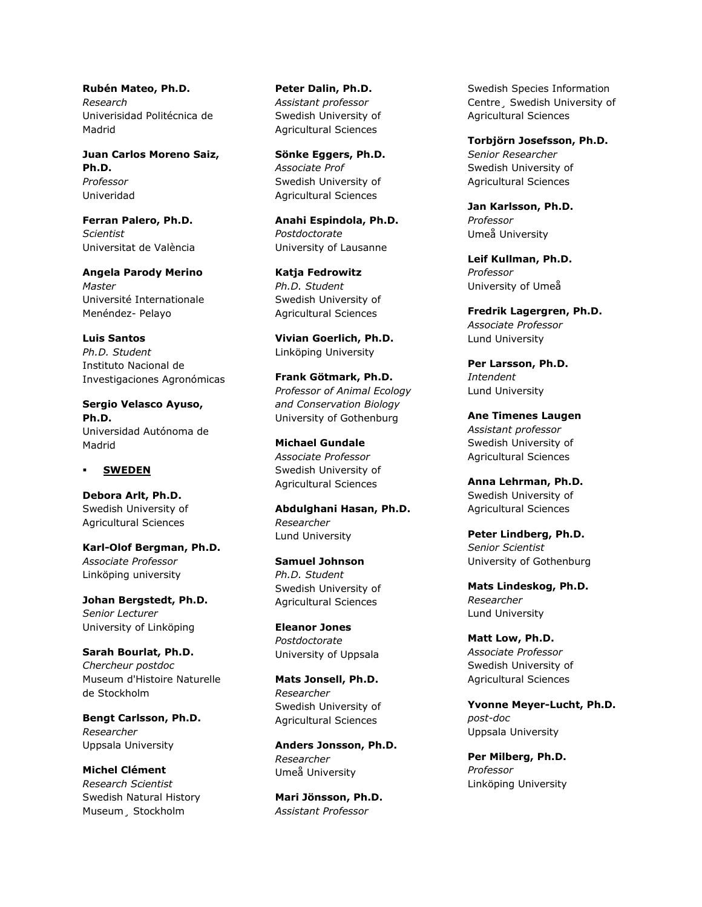**Rubén Mateo, Ph.D.**
*Research*
Univerisidad Politécnica de Madrid

**Juan Carlos Moreno Saiz, Ph.D.**
*Professor*
Univeridad

**Ferran Palero, Ph.D.**
*Scientist*
Universitat de València

**Angela Parody Merino**
*Master*
Université Internationale Menéndez- Pelayo

**Luis Santos**
*Ph.D. Student*
Instituto Nacional de Investigaciones Agronómicas

**Sergio Velasco Ayuso, Ph.D.**
Universidad Autónoma de Madrid

- **SWEDEN**

**Debora Arlt, Ph.D.**
Swedish University of Agricultural Sciences

**Karl-Olof Bergman, Ph.D.**
*Associate Professor*
Linköping university

**Johan Bergstedt, Ph.D.**
*Senior Lecturer*
University of Linköping

**Sarah Bourlat, Ph.D.**
*Chercheur postdoc*
Museum d'Histoire Naturelle de Stockholm

**Bengt Carlsson, Ph.D.**
*Researcher*
Uppsala University

**Michel Clément**
*Research Scientist*
Swedish Natural History Museum¸ Stockholm

**Peter Dalin, Ph.D.**
*Assistant professor*
Swedish University of Agricultural Sciences

**Sönke Eggers, Ph.D.**
*Associate Prof*
Swedish University of Agricultural Sciences

**Anahi Espindola, Ph.D.**
*Postdoctorate*
University of Lausanne

**Katja Fedrowitz**
*Ph.D. Student*
Swedish University of Agricultural Sciences

**Vivian Goerlich, Ph.D.**
Linköping University

**Frank Götmark, Ph.D.**
*Professor of Animal Ecology and Conservation Biology*
University of Gothenburg

**Michael Gundale**
*Associate Professor*
Swedish University of Agricultural Sciences

**Abdulghani Hasan, Ph.D.**
*Researcher*
Lund University

**Samuel Johnson**
*Ph.D. Student*
Swedish University of Agricultural Sciences

**Eleanor Jones**
*Postdoctorate*
University of Uppsala

**Mats Jonsell, Ph.D.**
*Researcher*
Swedish University of Agricultural Sciences

**Anders Jonsson, Ph.D.**
*Researcher*
Umeå University

**Mari Jönsson, Ph.D.**
*Assistant Professor*
Swedish Species Information Centre¸ Swedish University of Agricultural Sciences

**Torbjörn Josefsson, Ph.D.**
*Senior Researcher*
Swedish University of Agricultural Sciences

**Jan Karlsson, Ph.D.**
*Professor*
Umeå University

**Leif Kullman, Ph.D.**
*Professor*
University of Umeå

**Fredrik Lagergren, Ph.D.**
*Associate Professor*
Lund University

**Per Larsson, Ph.D.**
*Intendent*
Lund University

**Ane Timenes Laugen**
*Assistant professor*
Swedish University of Agricultural Sciences

**Anna Lehrman, Ph.D.**
Swedish University of Agricultural Sciences

**Peter Lindberg, Ph.D.**
*Senior Scientist*
University of Gothenburg

**Mats Lindeskog, Ph.D.**
*Researcher*
Lund University

**Matt Low, Ph.D.**
*Associate Professor*
Swedish University of Agricultural Sciences

**Yvonne Meyer-Lucht, Ph.D.**
*post-doc*
Uppsala University

**Per Milberg, Ph.D.**
*Professor*
Linköping University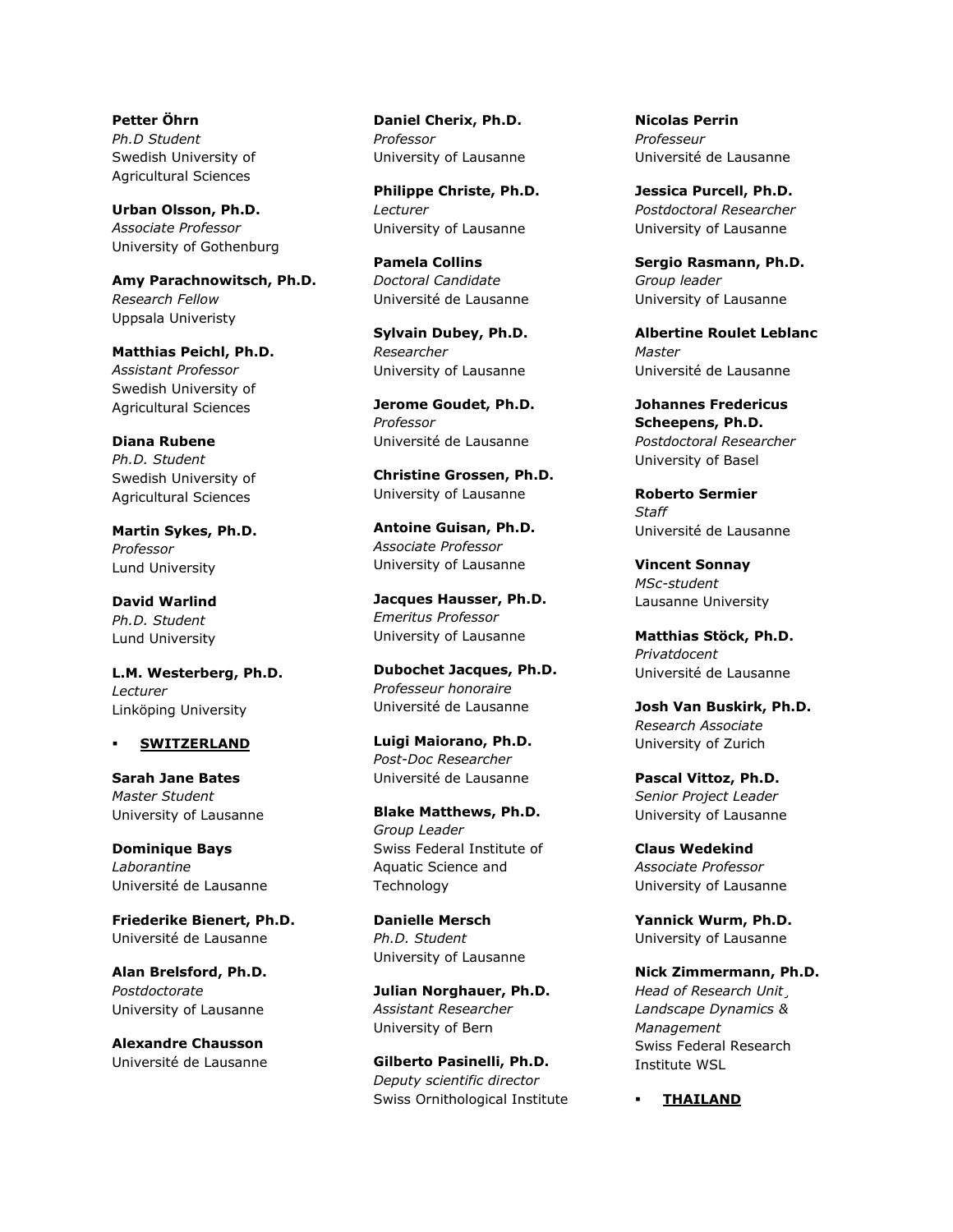**Petter Öhrn**
*Ph.D Student*
Swedish University of Agricultural Sciences

**Urban Olsson, Ph.D.**
*Associate Professor*
University of Gothenburg

**Amy Parachnowitsch, Ph.D.**
*Research Fellow*
Uppsala Univeristy

**Matthias Peichl, Ph.D.**
*Assistant Professor*
Swedish University of Agricultural Sciences

**Diana Rubene**
*Ph.D. Student*
Swedish University of Agricultural Sciences

**Martin Sykes, Ph.D.**
*Professor*
Lund University

**David Warlind**
*Ph.D. Student*
Lund University

**L.M. Westerberg, Ph.D.**
*Lecturer*
Linköping University

- **SWITZERLAND**

**Sarah Jane Bates**
*Master Student*
University of Lausanne

**Dominique Bays**
*Laborantine*
Université de Lausanne

**Friederike Bienert, Ph.D.**
Université de Lausanne

**Alan Brelsford, Ph.D.**
*Postdoctorate*
University of Lausanne

**Alexandre Chausson**
Université de Lausanne

**Daniel Cherix, Ph.D.**
*Professor*
University of Lausanne

**Philippe Christe, Ph.D.**
*Lecturer*
University of Lausanne

**Pamela Collins**
*Doctoral Candidate*
Université de Lausanne

**Sylvain Dubey, Ph.D.**
*Researcher*
University of Lausanne

**Jerome Goudet, Ph.D.**
*Professor*
Université de Lausanne

**Christine Grossen, Ph.D.**
University of Lausanne

**Antoine Guisan, Ph.D.**
*Associate Professor*
University of Lausanne

**Jacques Hausser, Ph.D.**
*Emeritus Professor*
University of Lausanne

**Dubochet Jacques, Ph.D.**
*Professeur honoraire*
Université de Lausanne

**Luigi Maiorano, Ph.D.**
*Post-Doc Researcher*
Université de Lausanne

**Blake Matthews, Ph.D.**
*Group Leader*
Swiss Federal Institute of Aquatic Science and Technology

**Danielle Mersch**
*Ph.D. Student*
University of Lausanne

**Julian Norghauer, Ph.D.**
*Assistant Researcher*
University of Bern

**Gilberto Pasinelli, Ph.D.**
*Deputy scientific director*
Swiss Ornithological Institute

**Nicolas Perrin**
*Professeur*
Université de Lausanne

**Jessica Purcell, Ph.D.**
*Postdoctoral Researcher*
University of Lausanne

**Sergio Rasmann, Ph.D.**
*Group leader*
University of Lausanne

**Albertine Roulet Leblanc**
*Master*
Université de Lausanne

**Johannes Fredericus Scheepens, Ph.D.**
*Postdoctoral Researcher*
University of Basel

**Roberto Sermier**
*Staff*
Université de Lausanne

**Vincent Sonnay**
*MSc-student*
Lausanne University

**Matthias Stöck, Ph.D.**
*Privatdocent*
Université de Lausanne

**Josh Van Buskirk, Ph.D.**
*Research Associate*
University of Zurich

**Pascal Vittoz, Ph.D.**
*Senior Project Leader*
University of Lausanne

**Claus Wedekind**
*Associate Professor*
University of Lausanne

**Yannick Wurm, Ph.D.**
University of Lausanne

**Nick Zimmermann, Ph.D.**
*Head of Research Unit¸ Landscape Dynamics & Management*
Swiss Federal Research Institute WSL

- **THAILAND**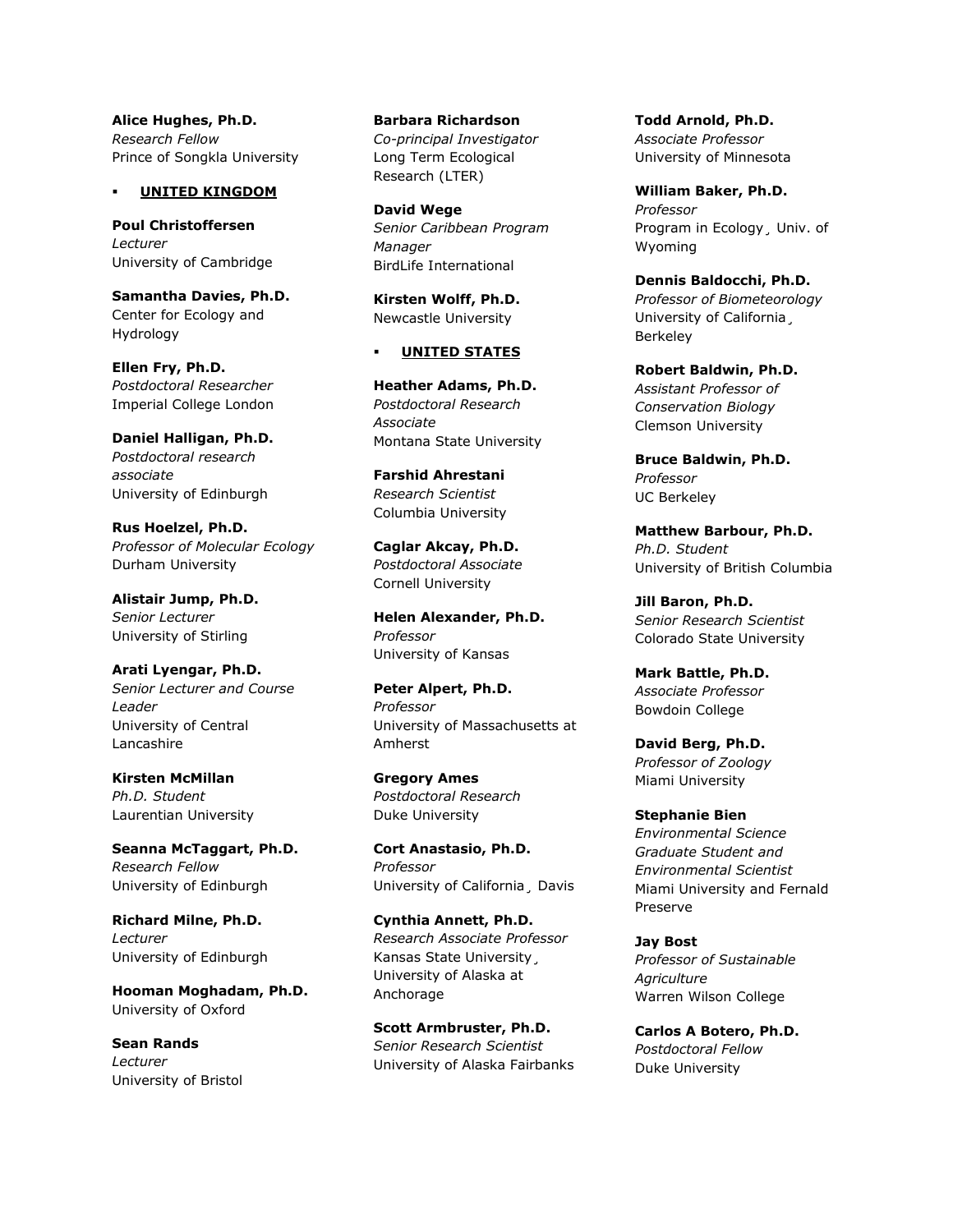**Alice Hughes, Ph.D.**
*Research Fellow*
Prince of Songkla University

- **UNITED KINGDOM**

**Poul Christoffersen**
*Lecturer*
University of Cambridge

**Samantha Davies, Ph.D.**
Center for Ecology and Hydrology

**Ellen Fry, Ph.D.**
*Postdoctoral Researcher*
Imperial College London

**Daniel Halligan, Ph.D.**
*Postdoctoral research associate*
University of Edinburgh

**Rus Hoelzel, Ph.D.**
*Professor of Molecular Ecology*
Durham University

**Alistair Jump, Ph.D.**
*Senior Lecturer*
University of Stirling

**Arati Lyengar, Ph.D.**
*Senior Lecturer and Course Leader*
University of Central Lancashire

**Kirsten McMillan**
*Ph.D. Student*
Laurentian University

**Seanna McTaggart, Ph.D.**
*Research Fellow*
University of Edinburgh

**Richard Milne, Ph.D.**
*Lecturer*
University of Edinburgh

**Hooman Moghadam, Ph.D.**
University of Oxford

**Sean Rands**
*Lecturer*
University of Bristol

**Barbara Richardson**
*Co-principal Investigator*
Long Term Ecological Research (LTER)

**David Wege**
*Senior Caribbean Program Manager*
BirdLife International

**Kirsten Wolff, Ph.D.**
Newcastle University

- **UNITED STATES**

**Heather Adams, Ph.D.**
*Postdoctoral Research Associate*
Montana State University

**Farshid Ahrestani**
*Research Scientist*
Columbia University

**Caglar Akcay, Ph.D.**
*Postdoctoral Associate*
Cornell University

**Helen Alexander, Ph.D.**
*Professor*
University of Kansas

**Peter Alpert, Ph.D.**
*Professor*
University of Massachusetts at Amherst

**Gregory Ames**
*Postdoctoral Research*
Duke University

**Cort Anastasio, Ph.D.**
*Professor*
University of California¸ Davis

**Cynthia Annett, Ph.D.**
*Research Associate Professor*
Kansas State University¸ University of Alaska at Anchorage

**Scott Armbruster, Ph.D.**
*Senior Research Scientist*
University of Alaska Fairbanks

**Todd Arnold, Ph.D.**
*Associate Professor*
University of Minnesota

**William Baker, Ph.D.**
*Professor*
Program in Ecology¸ Univ. of Wyoming

**Dennis Baldocchi, Ph.D.**
*Professor of Biometeorology*
University of California¸ Berkeley

**Robert Baldwin, Ph.D.**
*Assistant Professor of Conservation Biology*
Clemson University

**Bruce Baldwin, Ph.D.**
*Professor*
UC Berkeley

**Matthew Barbour, Ph.D.**
*Ph.D. Student*
University of British Columbia

**Jill Baron, Ph.D.**
*Senior Research Scientist*
Colorado State University

**Mark Battle, Ph.D.**
*Associate Professor*
Bowdoin College

**David Berg, Ph.D.**
*Professor of Zoology*
Miami University

**Stephanie Bien**
*Environmental Science Graduate Student and Environmental Scientist*
Miami University and Fernald Preserve

**Jay Bost**
*Professor of Sustainable Agriculture*
Warren Wilson College

**Carlos A Botero, Ph.D.**
*Postdoctoral Fellow*
Duke University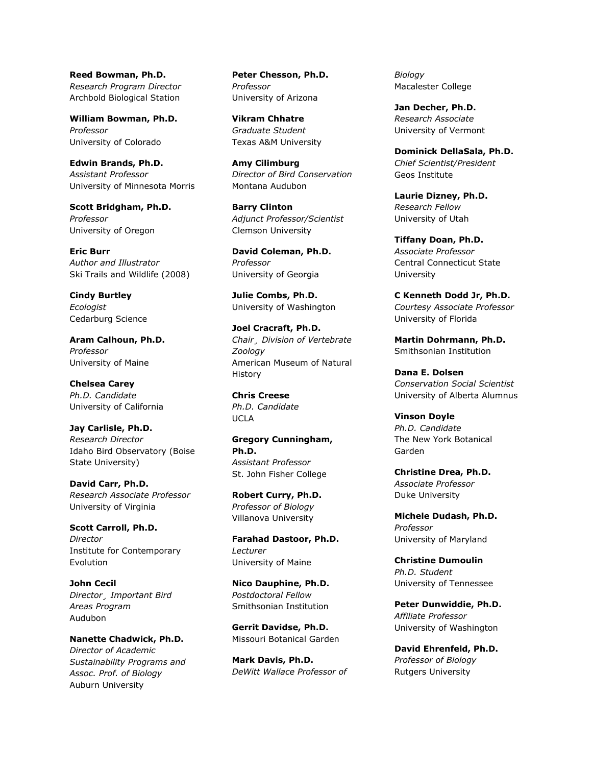**Reed Bowman, Ph.D.**
*Research Program Director*
Archbold Biological Station

**William Bowman, Ph.D.**
*Professor*
University of Colorado

**Edwin Brands, Ph.D.**
*Assistant Professor*
University of Minnesota Morris

**Scott Bridgham, Ph.D.**
*Professor*
University of Oregon

**Eric Burr**
*Author and Illustrator*
Ski Trails and Wildlife (2008)

**Cindy Burtley**
*Ecologist*
Cedarburg Science

**Aram Calhoun, Ph.D.**
*Professor*
University of Maine

**Chelsea Carey**
*Ph.D. Candidate*
University of California

**Jay Carlisle, Ph.D.**
*Research Director*
Idaho Bird Observatory (Boise State University)

**David Carr, Ph.D.**
*Research Associate Professor*
University of Virginia

**Scott Carroll, Ph.D.**
*Director*
Institute for Contemporary Evolution

**John Cecil**
*Director¸ Important Bird Areas Program*
Audubon

**Nanette Chadwick, Ph.D.**
*Director of Academic Sustainability Programs and Assoc. Prof. of Biology*
Auburn University

**Peter Chesson, Ph.D.**
*Professor*
University of Arizona

**Vikram Chhatre**
*Graduate Student*
Texas A&M University

**Amy Cilimburg**
*Director of Bird Conservation*
Montana Audubon

**Barry Clinton**
*Adjunct Professor/Scientist*
Clemson University

**David Coleman, Ph.D.**
*Professor*
University of Georgia

**Julie Combs, Ph.D.**
University of Washington

**Joel Cracraft, Ph.D.**
*Chair¸ Division of Vertebrate Zoology*
American Museum of Natural History

**Chris Creese**
*Ph.D. Candidate*
UCLA

**Gregory Cunningham, Ph.D.**
*Assistant Professor*
St. John Fisher College

**Robert Curry, Ph.D.**
*Professor of Biology*
Villanova University

**Farahad Dastoor, Ph.D.**
*Lecturer*
University of Maine

**Nico Dauphine, Ph.D.**
*Postdoctoral Fellow*
Smithsonian Institution

**Gerrit Davidse, Ph.D.**
Missouri Botanical Garden

**Mark Davis, Ph.D.**
*DeWitt Wallace Professor of Biology*
Macalester College

**Jan Decher, Ph.D.**
*Research Associate*
University of Vermont

**Dominick DellaSala, Ph.D.**
*Chief Scientist/President*
Geos Institute

**Laurie Dizney, Ph.D.**
*Research Fellow*
University of Utah

**Tiffany Doan, Ph.D.**
*Associate Professor*
Central Connecticut State University

**C Kenneth Dodd Jr, Ph.D.**
*Courtesy Associate Professor*
University of Florida

**Martin Dohrmann, Ph.D.**
Smithsonian Institution

**Dana E. Dolsen**
*Conservation Social Scientist*
University of Alberta Alumnus

**Vinson Doyle**
*Ph.D. Candidate*
The New York Botanical Garden

**Christine Drea, Ph.D.**
*Associate Professor*
Duke University

**Michele Dudash, Ph.D.**
*Professor*
University of Maryland

**Christine Dumoulin**
*Ph.D. Student*
University of Tennessee

**Peter Dunwiddie, Ph.D.**
*Affiliate Professor*
University of Washington

**David Ehrenfeld, Ph.D.**
*Professor of Biology*
Rutgers University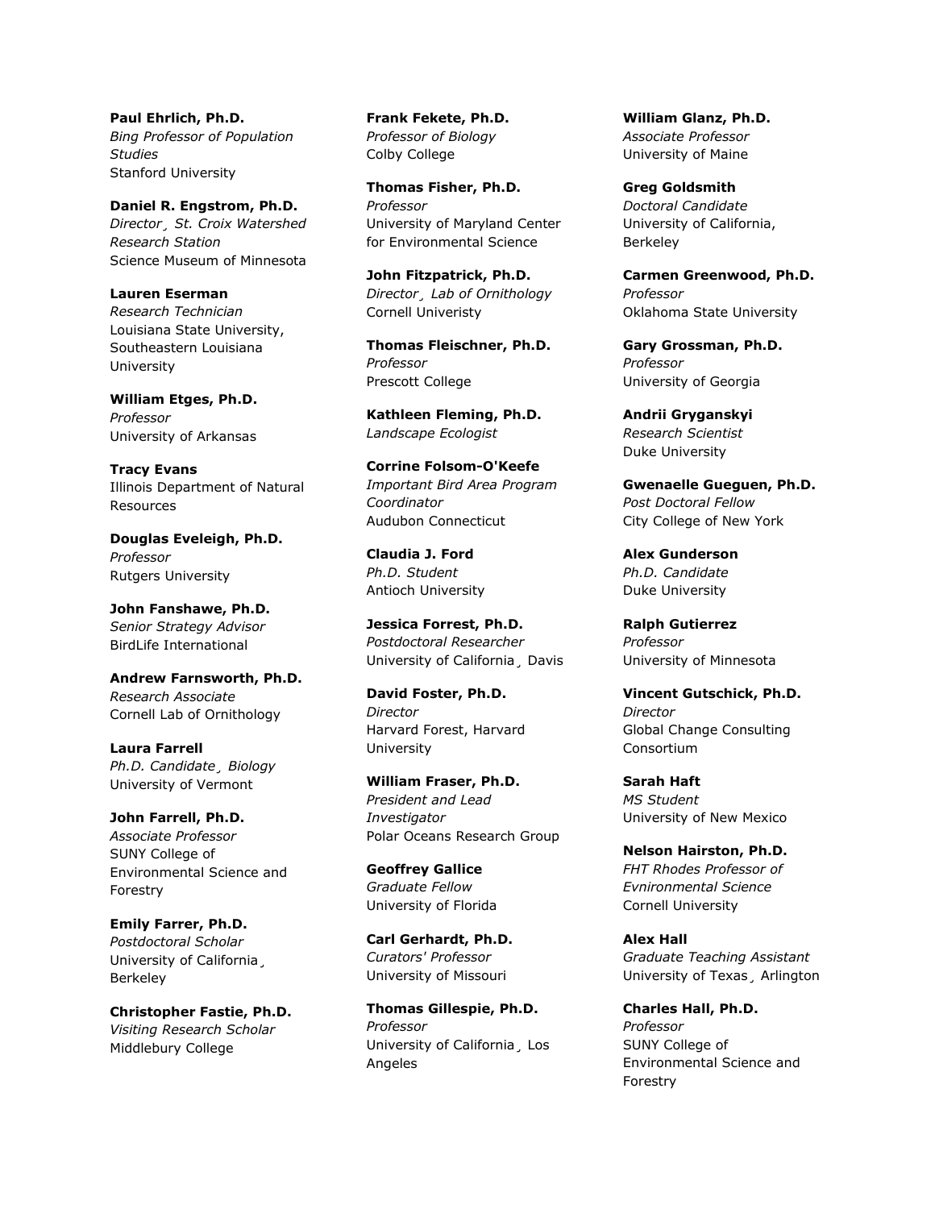**Paul Ehrlich, Ph.D.**
*Bing Professor of Population Studies*
Stanford University

**Daniel R. Engstrom, Ph.D.**
*Director¸ St. Croix Watershed Research Station*
Science Museum of Minnesota

**Lauren Eserman**
*Research Technician*
Louisiana State University, Southeastern Louisiana University

**William Etges, Ph.D.**
*Professor*
University of Arkansas

**Tracy Evans**
Illinois Department of Natural Resources

**Douglas Eveleigh, Ph.D.**
*Professor*
Rutgers University

**John Fanshawe, Ph.D.**
*Senior Strategy Advisor*
BirdLife International

**Andrew Farnsworth, Ph.D.**
*Research Associate*
Cornell Lab of Ornithology

**Laura Farrell**
*Ph.D. Candidate¸ Biology*
University of Vermont

**John Farrell, Ph.D.**
*Associate Professor*
SUNY College of Environmental Science and Forestry

**Emily Farrer, Ph.D.**
*Postdoctoral Scholar*
University of California¸ Berkeley

**Christopher Fastie, Ph.D.**
*Visiting Research Scholar*
Middlebury College

**Frank Fekete, Ph.D.**
*Professor of Biology*
Colby College

**Thomas Fisher, Ph.D.**
*Professor*
University of Maryland Center for Environmental Science

**John Fitzpatrick, Ph.D.**
*Director¸ Lab of Ornithology*
Cornell Univeristy

**Thomas Fleischner, Ph.D.**
*Professor*
Prescott College

**Kathleen Fleming, Ph.D.**
*Landscape Ecologist*

**Corrine Folsom-O'Keefe**
*Important Bird Area Program Coordinator*
Audubon Connecticut

**Claudia J. Ford**
*Ph.D. Student*
Antioch University

**Jessica Forrest, Ph.D.**
*Postdoctoral Researcher*
University of California¸ Davis

**David Foster, Ph.D.**
*Director*
Harvard Forest, Harvard University

**William Fraser, Ph.D.**
*President and Lead Investigator*
Polar Oceans Research Group

**Geoffrey Gallice**
*Graduate Fellow*
University of Florida

**Carl Gerhardt, Ph.D.**
*Curators' Professor*
University of Missouri

**Thomas Gillespie, Ph.D.**
*Professor*
University of California¸ Los Angeles

**William Glanz, Ph.D.**
*Associate Professor*
University of Maine

**Greg Goldsmith**
*Doctoral Candidate*
University of California, Berkeley

**Carmen Greenwood, Ph.D.**
*Professor*
Oklahoma State University

**Gary Grossman, Ph.D.**
*Professor*
University of Georgia

**Andrii Gryganskyi**
*Research Scientist*
Duke University

**Gwenaelle Gueguen, Ph.D.**
*Post Doctoral Fellow*
City College of New York

**Alex Gunderson**
*Ph.D. Candidate*
Duke University

**Ralph Gutierrez**
*Professor*
University of Minnesota

**Vincent Gutschick, Ph.D.**
*Director*
Global Change Consulting Consortium

**Sarah Haft**
*MS Student*
University of New Mexico

**Nelson Hairston, Ph.D.**
*FHT Rhodes Professor of Evnironmental Science*
Cornell University

**Alex Hall**
*Graduate Teaching Assistant*
University of Texas¸ Arlington

**Charles Hall, Ph.D.**
*Professor*
SUNY College of Environmental Science and Forestry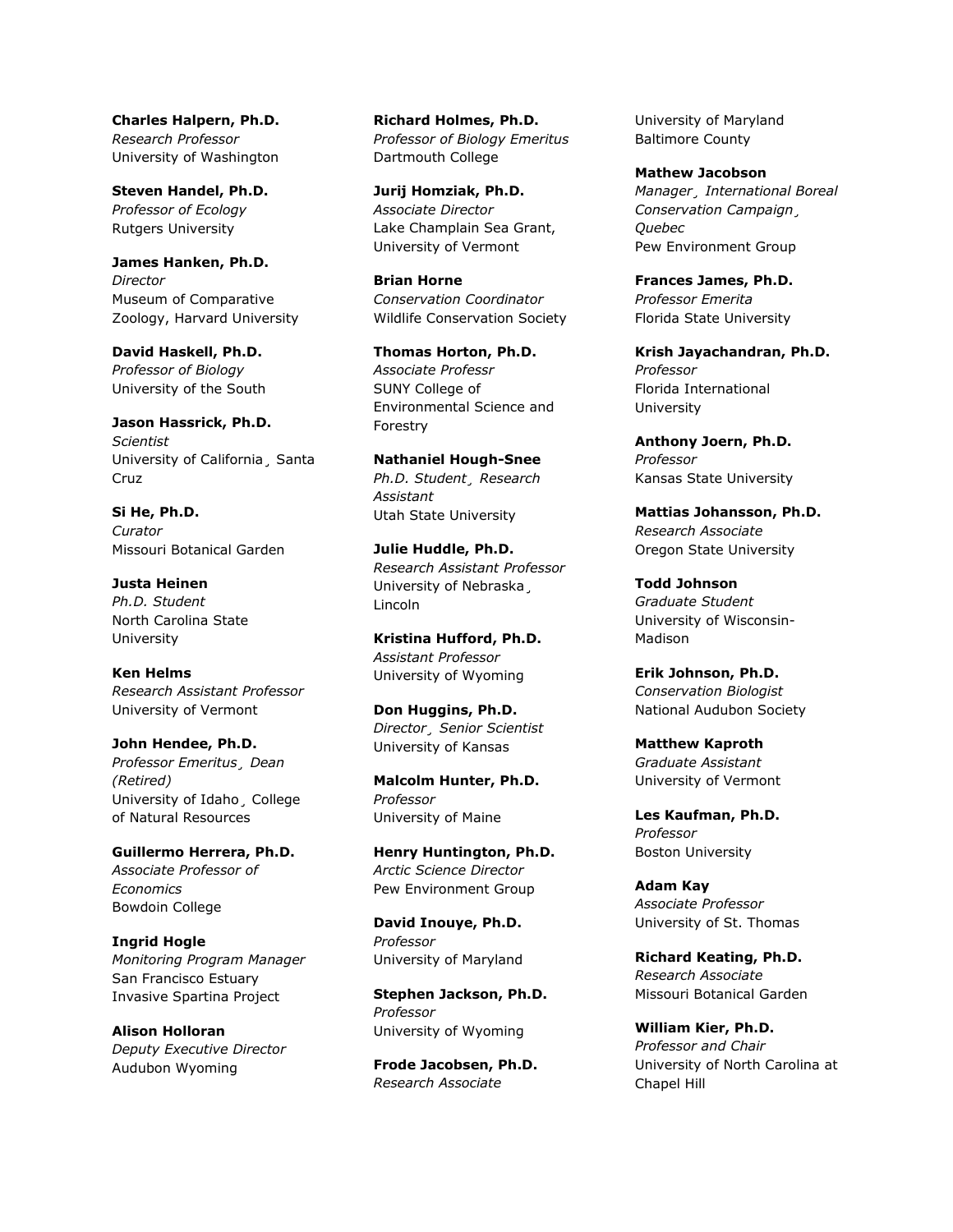**Charles Halpern, Ph.D.**
*Research Professor*
University of Washington

**Steven Handel, Ph.D.**
*Professor of Ecology*
Rutgers University

**James Hanken, Ph.D.**
*Director*
Museum of Comparative Zoology, Harvard University

**David Haskell, Ph.D.**
*Professor of Biology*
University of the South

**Jason Hassrick, Ph.D.**
*Scientist*
University of California¸ Santa Cruz

**Si He, Ph.D.**
*Curator*
Missouri Botanical Garden

**Justa Heinen**
*Ph.D. Student*
North Carolina State University

**Ken Helms**
*Research Assistant Professor*
University of Vermont

**John Hendee, Ph.D.**
*Professor Emeritus¸ Dean (Retired)*
University of Idaho¸ College of Natural Resources

**Guillermo Herrera, Ph.D.**
*Associate Professor of Economics*
Bowdoin College

**Ingrid Hogle**
*Monitoring Program Manager*
San Francisco Estuary Invasive Spartina Project

**Alison Holloran**
*Deputy Executive Director*
Audubon Wyoming

**Richard Holmes, Ph.D.**
*Professor of Biology Emeritus*
Dartmouth College

**Jurij Homziak, Ph.D.**
*Associate Director*
Lake Champlain Sea Grant, University of Vermont

**Brian Horne**
*Conservation Coordinator*
Wildlife Conservation Society

**Thomas Horton, Ph.D.**
*Associate Professr*
SUNY College of Environmental Science and Forestry

**Nathaniel Hough-Snee**
*Ph.D. Student¸ Research Assistant*
Utah State University

**Julie Huddle, Ph.D.**
*Research Assistant Professor*
University of Nebraska¸ Lincoln

**Kristina Hufford, Ph.D.**
*Assistant Professor*
University of Wyoming

**Don Huggins, Ph.D.**
*Director¸ Senior Scientist*
University of Kansas

**Malcolm Hunter, Ph.D.**
*Professor*
University of Maine

**Henry Huntington, Ph.D.**
*Arctic Science Director*
Pew Environment Group

**David Inouye, Ph.D.**
*Professor*
University of Maryland

**Stephen Jackson, Ph.D.**
*Professor*
University of Wyoming

**Frode Jacobsen, Ph.D.**
*Research Associate*
University of Maryland Baltimore County

**Mathew Jacobson**
*Manager¸ International Boreal Conservation Campaign¸ Quebec*
Pew Environment Group

**Frances James, Ph.D.**
*Professor Emerita*
Florida State University

**Krish Jayachandran, Ph.D.**
*Professor*
Florida International University

**Anthony Joern, Ph.D.**
*Professor*
Kansas State University

**Mattias Johansson, Ph.D.**
*Research Associate*
Oregon State University

**Todd Johnson**
*Graduate Student*
University of Wisconsin-Madison

**Erik Johnson, Ph.D.**
*Conservation Biologist*
National Audubon Society

**Matthew Kaproth**
*Graduate Assistant*
University of Vermont

**Les Kaufman, Ph.D.**
*Professor*
Boston University

**Adam Kay**
*Associate Professor*
University of St. Thomas

**Richard Keating, Ph.D.**
*Research Associate*
Missouri Botanical Garden

**William Kier, Ph.D.**
*Professor and Chair*
University of North Carolina at Chapel Hill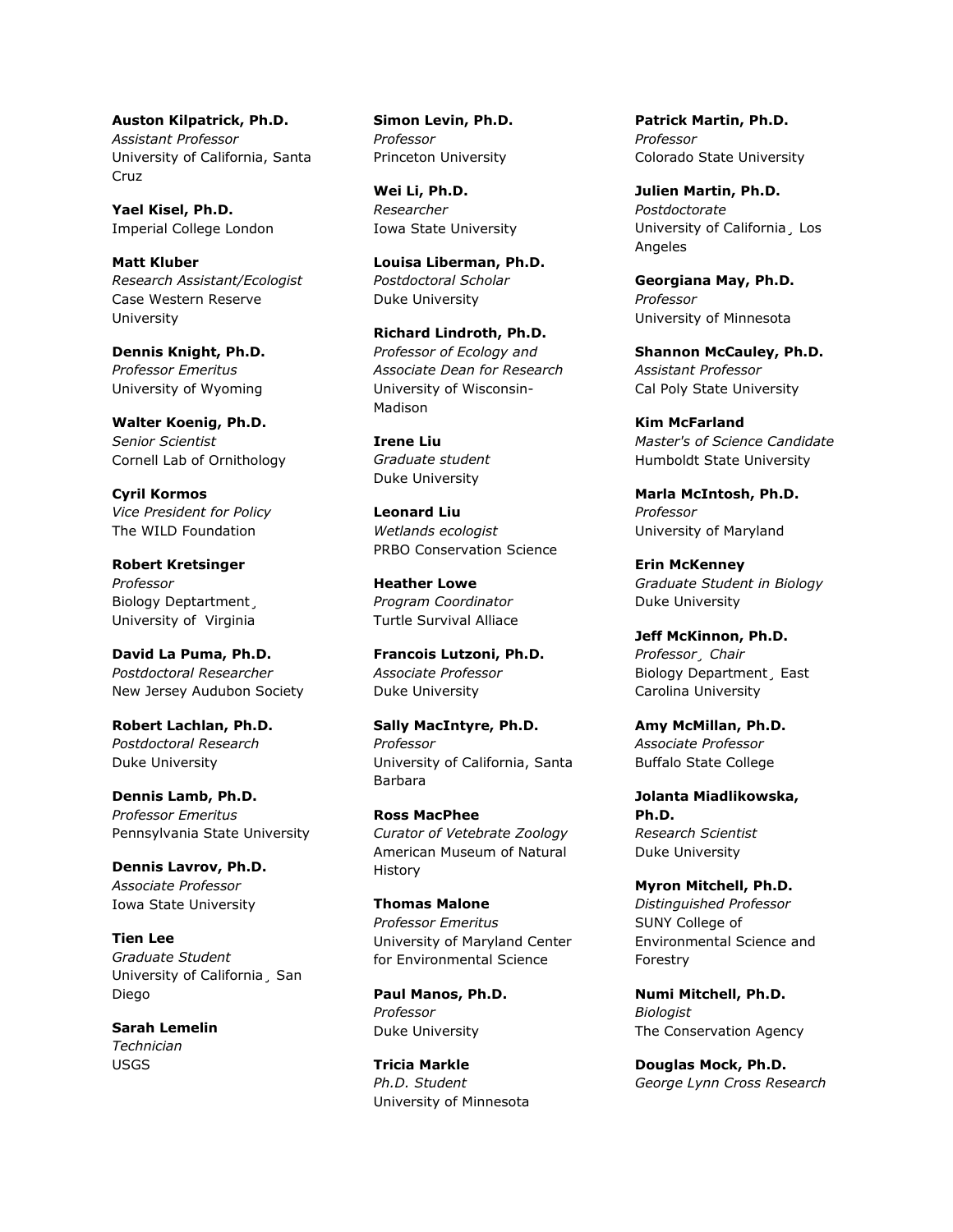**Auston Kilpatrick, Ph.D.**
*Assistant Professor*
University of California, Santa Cruz

**Yael Kisel, Ph.D.**
Imperial College London

**Matt Kluber**
*Research Assistant/Ecologist*
Case Western Reserve University

**Dennis Knight, Ph.D.**
*Professor Emeritus*
University of Wyoming

**Walter Koenig, Ph.D.**
*Senior Scientist*
Cornell Lab of Ornithology

**Cyril Kormos**
*Vice President for Policy*
The WILD Foundation

**Robert Kretsinger**
*Professor*
Biology Deptartment¸ University of Virginia

**David La Puma, Ph.D.**
*Postdoctoral Researcher*
New Jersey Audubon Society

**Robert Lachlan, Ph.D.**
*Postdoctoral Research*
Duke University

**Dennis Lamb, Ph.D.**
*Professor Emeritus*
Pennsylvania State University

**Dennis Lavrov, Ph.D.**
*Associate Professor*
Iowa State University

**Tien Lee**
*Graduate Student*
University of California¸ San Diego

**Sarah Lemelin**
*Technician*
USGS

**Simon Levin, Ph.D.**
*Professor*
Princeton University

**Wei Li, Ph.D.**
*Researcher*
Iowa State University

**Louisa Liberman, Ph.D.**
*Postdoctoral Scholar*
Duke University

**Richard Lindroth, Ph.D.**
*Professor of Ecology and Associate Dean for Research*
University of Wisconsin-Madison

**Irene Liu**
*Graduate student*
Duke University

**Leonard Liu**
*Wetlands ecologist*
PRBO Conservation Science

**Heather Lowe**
*Program Coordinator*
Turtle Survival Alliace

**Francois Lutzoni, Ph.D.**
*Associate Professor*
Duke University

**Sally MacIntyre, Ph.D.**
*Professor*
University of California, Santa Barbara

**Ross MacPhee**
*Curator of Vetebrate Zoology*
American Museum of Natural History

**Thomas Malone**
*Professor Emeritus*
University of Maryland Center for Environmental Science

**Paul Manos, Ph.D.**
*Professor*
Duke University

**Tricia Markle**
*Ph.D. Student*
University of Minnesota

**Patrick Martin, Ph.D.**
*Professor*
Colorado State University

**Julien Martin, Ph.D.**
*Postdoctorate*
University of California¸ Los Angeles

**Georgiana May, Ph.D.**
*Professor*
University of Minnesota

**Shannon McCauley, Ph.D.**
*Assistant Professor*
Cal Poly State University

**Kim McFarland**
*Master's of Science Candidate*
Humboldt State University

**Marla McIntosh, Ph.D.**
*Professor*
University of Maryland

**Erin McKenney**
*Graduate Student in Biology*
Duke University

**Jeff McKinnon, Ph.D.**
*Professor¸ Chair*
Biology Department¸ East Carolina University

**Amy McMillan, Ph.D.**
*Associate Professor*
Buffalo State College

**Jolanta Miadlikowska, Ph.D.**
*Research Scientist*
Duke University

**Myron Mitchell, Ph.D.**
*Distinguished Professor*
SUNY College of Environmental Science and Forestry

**Numi Mitchell, Ph.D.**
*Biologist*
The Conservation Agency

**Douglas Mock, Ph.D.**
*George Lynn Cross Research*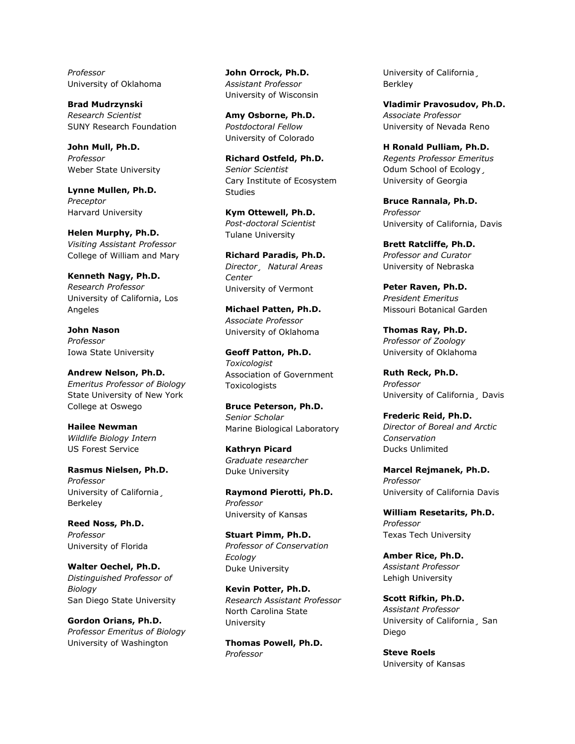*Professor*
University of Oklahoma

**Brad Mudrzynski**
*Research Scientist*
SUNY Research Foundation

**John Mull, Ph.D.**
*Professor*
Weber State University

**Lynne Mullen, Ph.D.**
*Preceptor*
Harvard University

**Helen Murphy, Ph.D.**
*Visiting Assistant Professor*
College of William and Mary

**Kenneth Nagy, Ph.D.**
*Research Professor*
University of California, Los Angeles

**John Nason**
*Professor*
Iowa State University

**Andrew Nelson, Ph.D.**
*Emeritus Professor of Biology*
State University of New York College at Oswego

**Hailee Newman**
*Wildlife Biology Intern*
US Forest Service

**Rasmus Nielsen, Ph.D.**
*Professor*
University of California¸ Berkeley

**Reed Noss, Ph.D.**
*Professor*
University of Florida

**Walter Oechel, Ph.D.**
*Distinguished Professor of Biology*
San Diego State University

**Gordon Orians, Ph.D.**
*Professor Emeritus of Biology*
University of Washington

**John Orrock, Ph.D.**
*Assistant Professor*
University of Wisconsin

**Amy Osborne, Ph.D.**
*Postdoctoral Fellow*
University of Colorado

**Richard Ostfeld, Ph.D.**
*Senior Scientist*
Cary Institute of Ecosystem Studies

**Kym Ottewell, Ph.D.**
*Post-doctoral Scientist*
Tulane University

**Richard Paradis, Ph.D.**
*Director¸ Natural Areas Center*
University of Vermont

**Michael Patten, Ph.D.**
*Associate Professor*
University of Oklahoma

**Geoff Patton, Ph.D.**
*Toxicologist*
Association of Government Toxicologists

**Bruce Peterson, Ph.D.**
*Senior Scholar*
Marine Biological Laboratory

**Kathryn Picard**
*Graduate researcher*
Duke University

**Raymond Pierotti, Ph.D.**
*Professor*
University of Kansas

**Stuart Pimm, Ph.D.**
*Professor of Conservation Ecology*
Duke University

**Kevin Potter, Ph.D.**
*Research Assistant Professor*
North Carolina State University

**Thomas Powell, Ph.D.**
*Professor*
University of California¸ Berkley

**Vladimir Pravosudov, Ph.D.**
*Associate Professor*
University of Nevada Reno

**H Ronald Pulliam, Ph.D.**
*Regents Professor Emeritus*
Odum School of Ecology¸ University of Georgia

**Bruce Rannala, Ph.D.**
*Professor*
University of California, Davis

**Brett Ratcliffe, Ph.D.**
*Professor and Curator*
University of Nebraska

**Peter Raven, Ph.D.**
*President Emeritus*
Missouri Botanical Garden

**Thomas Ray, Ph.D.**
*Professor of Zoology*
University of Oklahoma

**Ruth Reck, Ph.D.**
*Professor*
University of California¸ Davis

**Frederic Reid, Ph.D.**
*Director of Boreal and Arctic Conservation*
Ducks Unlimited

**Marcel Rejmanek, Ph.D.**
*Professor*
University of California Davis

**William Resetarits, Ph.D.**
*Professor*
Texas Tech University

**Amber Rice, Ph.D.**
*Assistant Professor*
Lehigh University

**Scott Rifkin, Ph.D.**
*Assistant Professor*
University of California¸ San Diego

**Steve Roels**
University of Kansas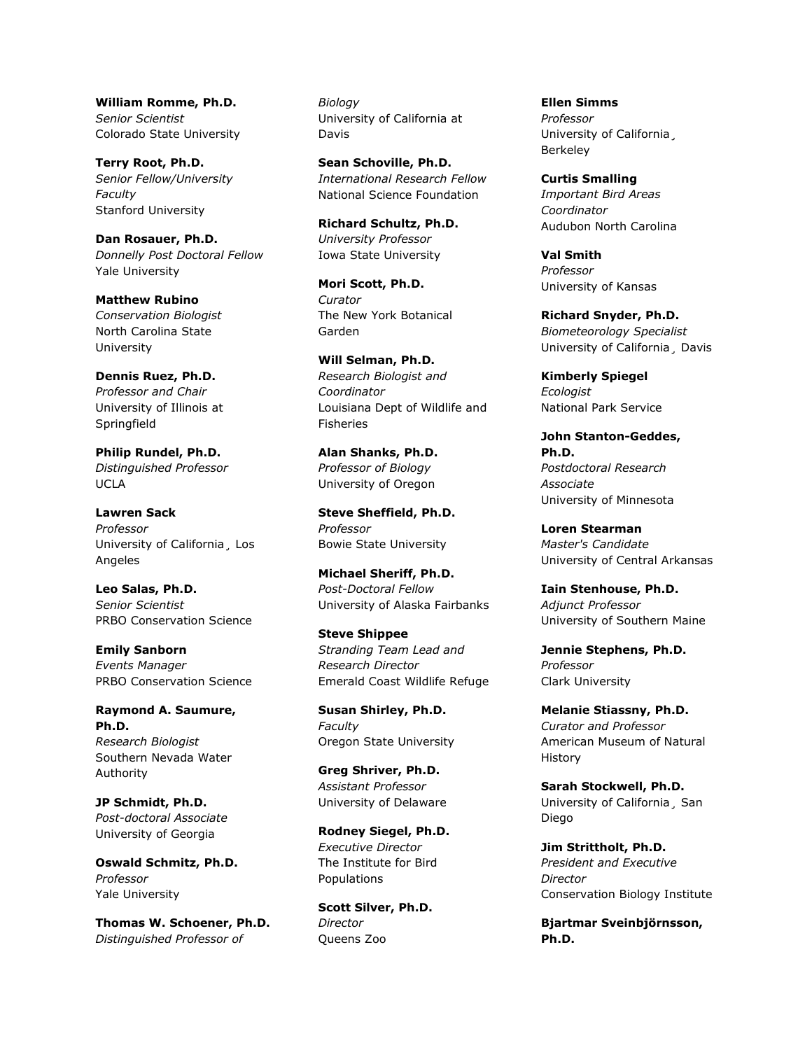**William Romme, Ph.D.**
*Senior Scientist*
Colorado State University

**Terry Root, Ph.D.**
*Senior Fellow/University Faculty*
Stanford University

**Dan Rosauer, Ph.D.**
*Donnelly Post Doctoral Fellow*
Yale University

**Matthew Rubino**
*Conservation Biologist*
North Carolina State University

**Dennis Ruez, Ph.D.**
*Professor and Chair*
University of Illinois at Springfield

**Philip Rundel, Ph.D.**
*Distinguished Professor*
UCLA

**Lawren Sack**
*Professor*
University of California¸ Los Angeles

**Leo Salas, Ph.D.**
*Senior Scientist*
PRBO Conservation Science

**Emily Sanborn**
*Events Manager*
PRBO Conservation Science

**Raymond A. Saumure, Ph.D.**
*Research Biologist*
Southern Nevada Water Authority

**JP Schmidt, Ph.D.**
*Post-doctoral Associate*
University of Georgia

**Oswald Schmitz, Ph.D.**
*Professor*
Yale University

**Thomas W. Schoener, Ph.D.**
*Distinguished Professor of Biology*
University of California at Davis

**Sean Schoville, Ph.D.**
*International Research Fellow*
National Science Foundation

**Richard Schultz, Ph.D.**
*University Professor*
Iowa State University

**Mori Scott, Ph.D.**
*Curator*
The New York Botanical Garden

**Will Selman, Ph.D.**
*Research Biologist and Coordinator*
Louisiana Dept of Wildlife and Fisheries

**Alan Shanks, Ph.D.**
*Professor of Biology*
University of Oregon

**Steve Sheffield, Ph.D.**
*Professor*
Bowie State University

**Michael Sheriff, Ph.D.**
*Post-Doctoral Fellow*
University of Alaska Fairbanks

**Steve Shippee**
*Stranding Team Lead and Research Director*
Emerald Coast Wildlife Refuge

**Susan Shirley, Ph.D.**
*Faculty*
Oregon State University

**Greg Shriver, Ph.D.**
*Assistant Professor*
University of Delaware

**Rodney Siegel, Ph.D.**
*Executive Director*
The Institute for Bird Populations

**Scott Silver, Ph.D.**
*Director*
Queens Zoo

**Ellen Simms**
*Professor*
University of California¸ Berkeley

**Curtis Smalling**
*Important Bird Areas Coordinator*
Audubon North Carolina

**Val Smith**
*Professor*
University of Kansas

**Richard Snyder, Ph.D.**
*Biometeorology Specialist*
University of California¸ Davis

**Kimberly Spiegel**
*Ecologist*
National Park Service

**John Stanton-Geddes, Ph.D.**
*Postdoctoral Research Associate*
University of Minnesota

**Loren Stearman**
*Master's Candidate*
University of Central Arkansas

**Iain Stenhouse, Ph.D.**
*Adjunct Professor*
University of Southern Maine

**Jennie Stephens, Ph.D.**
*Professor*
Clark University

**Melanie Stiassny, Ph.D.**
*Curator and Professor*
American Museum of Natural History

**Sarah Stockwell, Ph.D.**
University of California¸ San Diego

**Jim Strittholt, Ph.D.**
*President and Executive Director*
Conservation Biology Institute

**Bjartmar Sveinbjörnsson, Ph.D.**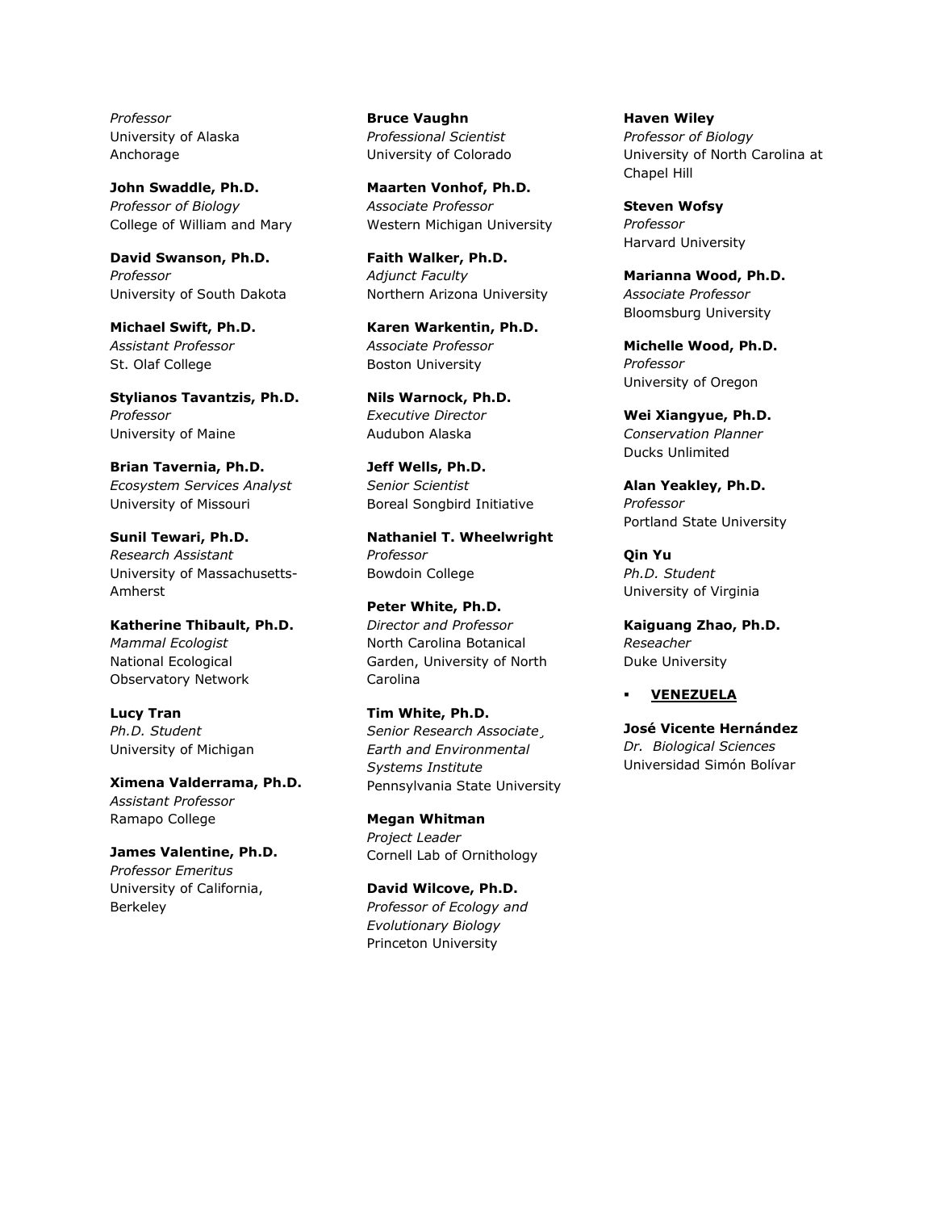*Professor*
University of Alaska Anchorage

**John Swaddle, Ph.D.**
*Professor of Biology*
College of William and Mary

**David Swanson, Ph.D.**
*Professor*
University of South Dakota

**Michael Swift, Ph.D.**
*Assistant Professor*
St. Olaf College

**Stylianos Tavantzis, Ph.D.**
*Professor*
University of Maine

**Brian Tavernia, Ph.D.**
*Ecosystem Services Analyst*
University of Missouri

**Sunil Tewari, Ph.D.**
*Research Assistant*
University of Massachusetts-Amherst

**Katherine Thibault, Ph.D.**
*Mammal Ecologist*
National Ecological Observatory Network

**Lucy Tran**
*Ph.D. Student*
University of Michigan

**Ximena Valderrama, Ph.D.**
*Assistant Professor*
Ramapo College

**James Valentine, Ph.D.**
*Professor Emeritus*
University of California, Berkeley

**Bruce Vaughn**
*Professional Scientist*
University of Colorado

**Maarten Vonhof, Ph.D.**
*Associate Professor*
Western Michigan University

**Faith Walker, Ph.D.**
*Adjunct Faculty*
Northern Arizona University

**Karen Warkentin, Ph.D.**
*Associate Professor*
Boston University

**Nils Warnock, Ph.D.**
*Executive Director*
Audubon Alaska

**Jeff Wells, Ph.D.**
*Senior Scientist*
Boreal Songbird Initiative

**Nathaniel T. Wheelwright**
*Professor*
Bowdoin College

**Peter White, Ph.D.**
*Director and Professor*
North Carolina Botanical Garden, University of North Carolina

**Tim White, Ph.D.**
*Senior Research Associate¸ Earth and Environmental Systems Institute*
Pennsylvania State University

**Megan Whitman**
*Project Leader*
Cornell Lab of Ornithology

**David Wilcove, Ph.D.**
*Professor of Ecology and Evolutionary Biology*
Princeton University

**Haven Wiley**
*Professor of Biology*
University of North Carolina at Chapel Hill

**Steven Wofsy**
*Professor*
Harvard University

**Marianna Wood, Ph.D.**
*Associate Professor*
Bloomsburg University

**Michelle Wood, Ph.D.**
*Professor*
University of Oregon

**Wei Xiangyue, Ph.D.**
*Conservation Planner*
Ducks Unlimited

**Alan Yeakley, Ph.D.**
*Professor*
Portland State University

**Qin Yu**
*Ph.D. Student*
University of Virginia

**Kaiguang Zhao, Ph.D.**
*Reseacher*
Duke University

- **VENEZUELA**

**José Vicente Hernández**
*Dr. Biological Sciences*
Universidad Simón Bolívar